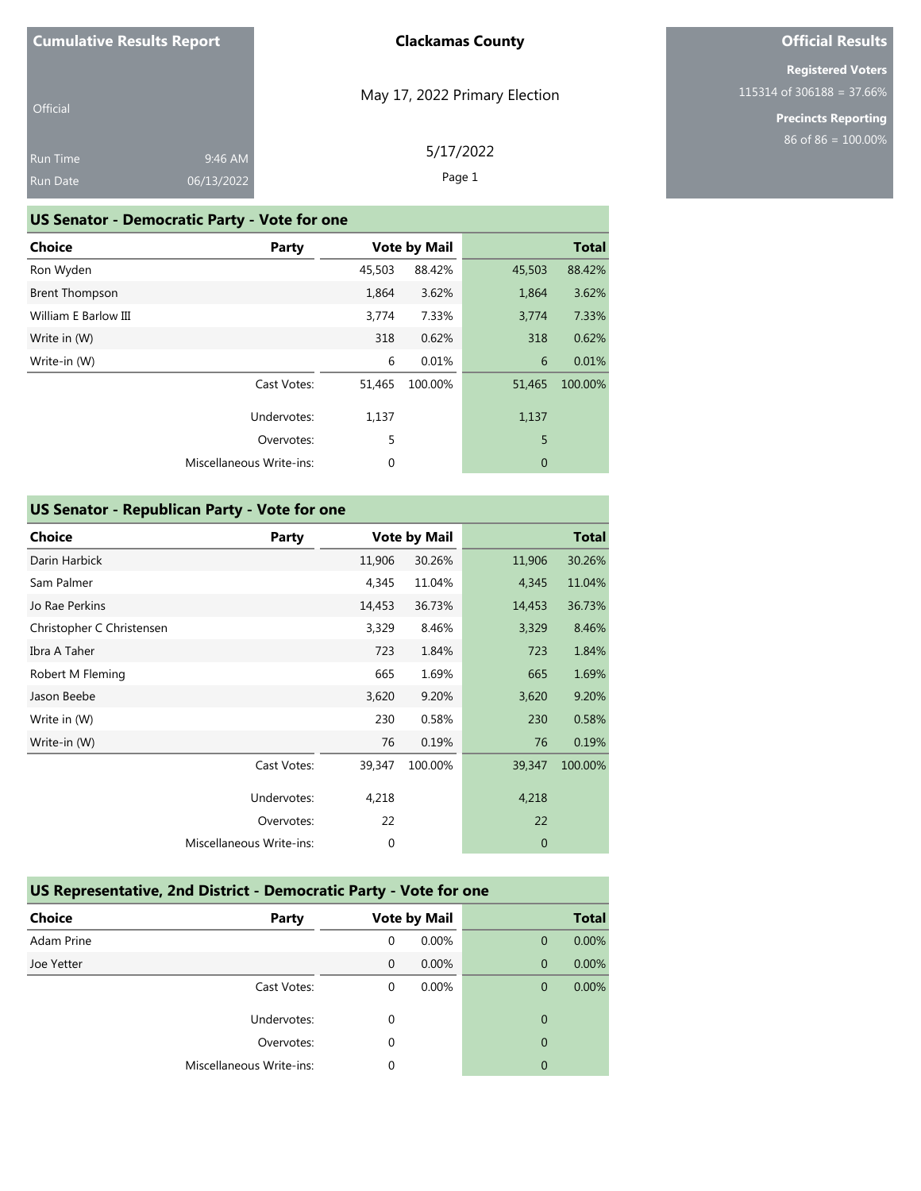**Cumulative Results Report**

Official

Run Time 9:46 AM

Run Date 06/13/2022

**Clackamas County**

May 17, 2022 Primary Election

5/17/2022

**Official Results**

**Registered Voters**

115314 of 306188 = 37.66%

**Precincts Reporting**

86 of 86 = 100.00%

## US Senator - Democratic Party - Vote for one

| Choice | Party | Vote by Mail | | Total | |
|---|---|---|---|---|---|
| Ron Wyden | | 45,503 | 88.42% | 45,503 | 88.42% |
| Brent Thompson | | 1,864 | 3.62% | 1,864 | 3.62% |
| William E Barlow III | | 3,774 | 7.33% | 3,774 | 7.33% |
| Write in (W) | | 318 | 0.62% | 318 | 0.62% |
| Write-in (W) | | 6 | 0.01% | 6 | 0.01% |
| | Cast Votes: | 51,465 | 100.00% | 51,465 | 100.00% |
| | Undervotes: | 1,137 | | 1,137 | |
| | Overvotes: | 5 | | 5 | |
| | Miscellaneous Write-ins: | 0 | | 0 | |

## US Senator - Republican Party - Vote for one

| Choice | Party | Vote by Mail | | Total | |
|---|---|---|---|---|---|
| Darin Harbick | | 11,906 | 30.26% | 11,906 | 30.26% |
| Sam Palmer | | 4,345 | 11.04% | 4,345 | 11.04% |
| Jo Rae Perkins | | 14,453 | 36.73% | 14,453 | 36.73% |
| Christopher C Christensen | | 3,329 | 8.46% | 3,329 | 8.46% |
| Ibra A Taher | | 723 | 1.84% | 723 | 1.84% |
| Robert M Fleming | | 665 | 1.69% | 665 | 1.69% |
| Jason Beebe | | 3,620 | 9.20% | 3,620 | 9.20% |
| Write in (W) | | 230 | 0.58% | 230 | 0.58% |
| Write-in (W) | | 76 | 0.19% | 76 | 0.19% |
| | Cast Votes: | 39,347 | 100.00% | 39,347 | 100.00% |
| | Undervotes: | 4,218 | | 4,218 | |
| | Overvotes: | 22 | | 22 | |
| | Miscellaneous Write-ins: | 0 | | 0 | |

## US Representative, 2nd District - Democratic Party - Vote for one

| Choice | Party | Vote by Mail | | Total | |
|---|---|---|---|---|---|
| Adam Prine | | 0 | 0.00% | 0 | 0.00% |
| Joe Yetter | | 0 | 0.00% | 0 | 0.00% |
| | Cast Votes: | 0 | 0.00% | 0 | 0.00% |
| | Undervotes: | 0 | | 0 | |
| | Overvotes: | 0 | | 0 | |
| | Miscellaneous Write-ins: | 0 | | 0 | |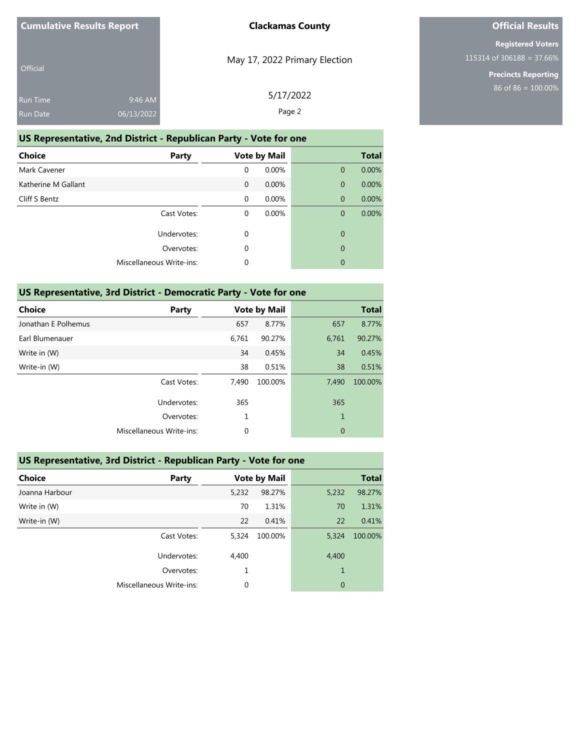Cumulative Results Report

Official

Run Time 9:46 AM
Run Date 06/13/2022

**Clackamas County**

May 17, 2022 Primary Election

5/17/2022

**Official Results**

**Registered Voters**
115314 of 306188 = 37.66%

**Precincts Reporting**
86 of 86 = 100.00%

## US Representative, 2nd District - Republican Party - Vote for one

| Choice | Party | Vote by Mail | | Total | |
|---|---|---|---|---|---|
| Mark Cavener | | 0 | 0.00% | 0 | 0.00% |
| Katherine M Gallant | | 0 | 0.00% | 0 | 0.00% |
| Cliff S Bentz | | 0 | 0.00% | 0 | 0.00% |
| | Cast Votes: | 0 | 0.00% | 0 | 0.00% |
| | Undervotes: | 0 | | 0 | |
| | Overvotes: | 0 | | 0 | |
| | Miscellaneous Write-ins: | 0 | | 0 | |

## US Representative, 3rd District - Democratic Party - Vote for one

| Choice | Party | Vote by Mail | | Total | |
|---|---|---|---|---|---|
| Jonathan E Polhemus | | 657 | 8.77% | 657 | 8.77% |
| Earl Blumenauer | | 6,761 | 90.27% | 6,761 | 90.27% |
| Write in (W) | | 34 | 0.45% | 34 | 0.45% |
| Write-in (W) | | 38 | 0.51% | 38 | 0.51% |
| | Cast Votes: | 7,490 | 100.00% | 7,490 | 100.00% |
| | Undervotes: | 365 | | 365 | |
| | Overvotes: | 1 | | 1 | |
| | Miscellaneous Write-ins: | 0 | | 0 | |

## US Representative, 3rd District - Republican Party - Vote for one

| Choice | Party | Vote by Mail | | Total | |
|---|---|---|---|---|---|
| Joanna Harbour | | 5,232 | 98.27% | 5,232 | 98.27% |
| Write in (W) | | 70 | 1.31% | 70 | 1.31% |
| Write-in (W) | | 22 | 0.41% | 22 | 0.41% |
| | Cast Votes: | 5,324 | 100.00% | 5,324 | 100.00% |
| | Undervotes: | 4,400 | | 4,400 | |
| | Overvotes: | 1 | | 1 | |
| | Miscellaneous Write-ins: | 0 | | 0 | |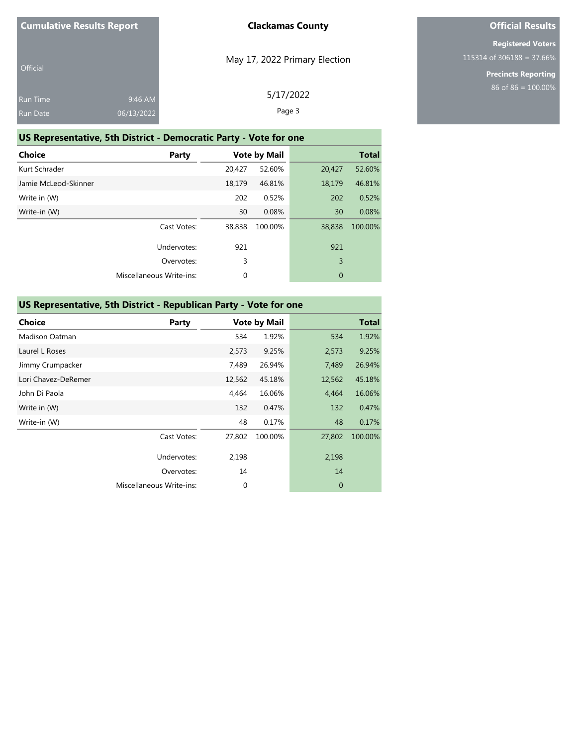Cumulative Results Report

Official

Run Time 9:46 AM
Run Date 06/13/2022

**Clackamas County**

May 17, 2022 Primary Election

5/17/2022

**Official Results**

**Registered Voters**
115314 of 306188 = 37.66%

**Precincts Reporting**
86 of 86 = 100.00%

## US Representative, 5th District - Democratic Party - Vote for one

| Choice | Party | Vote by Mail | | Total | |
|---|---|---|---|---|---|
| Kurt Schrader | | 20,427 | 52.60% | 20,427 | 52.60% |
| Jamie McLeod-Skinner | | 18,179 | 46.81% | 18,179 | 46.81% |
| Write in (W) | | 202 | 0.52% | 202 | 0.52% |
| Write-in (W) | | 30 | 0.08% | 30 | 0.08% |
| | Cast Votes: | 38,838 | 100.00% | 38,838 | 100.00% |
| | Undervotes: | 921 | | 921 | |
| | Overvotes: | 3 | | 3 | |
| | Miscellaneous Write-ins: | 0 | | 0 | |

## US Representative, 5th District - Republican Party - Vote for one

| Choice | Party | Vote by Mail | | Total | |
|---|---|---|---|---|---|
| Madison Oatman | | 534 | 1.92% | 534 | 1.92% |
| Laurel L Roses | | 2,573 | 9.25% | 2,573 | 9.25% |
| Jimmy Crumpacker | | 7,489 | 26.94% | 7,489 | 26.94% |
| Lori Chavez-DeRemer | | 12,562 | 45.18% | 12,562 | 45.18% |
| John Di Paola | | 4,464 | 16.06% | 4,464 | 16.06% |
| Write in (W) | | 132 | 0.47% | 132 | 0.47% |
| Write-in (W) | | 48 | 0.17% | 48 | 0.17% |
| | Cast Votes: | 27,802 | 100.00% | 27,802 | 100.00% |
| | Undervotes: | 2,198 | | 2,198 | |
| | Overvotes: | 14 | | 14 | |
| | Miscellaneous Write-ins: | 0 | | 0 | |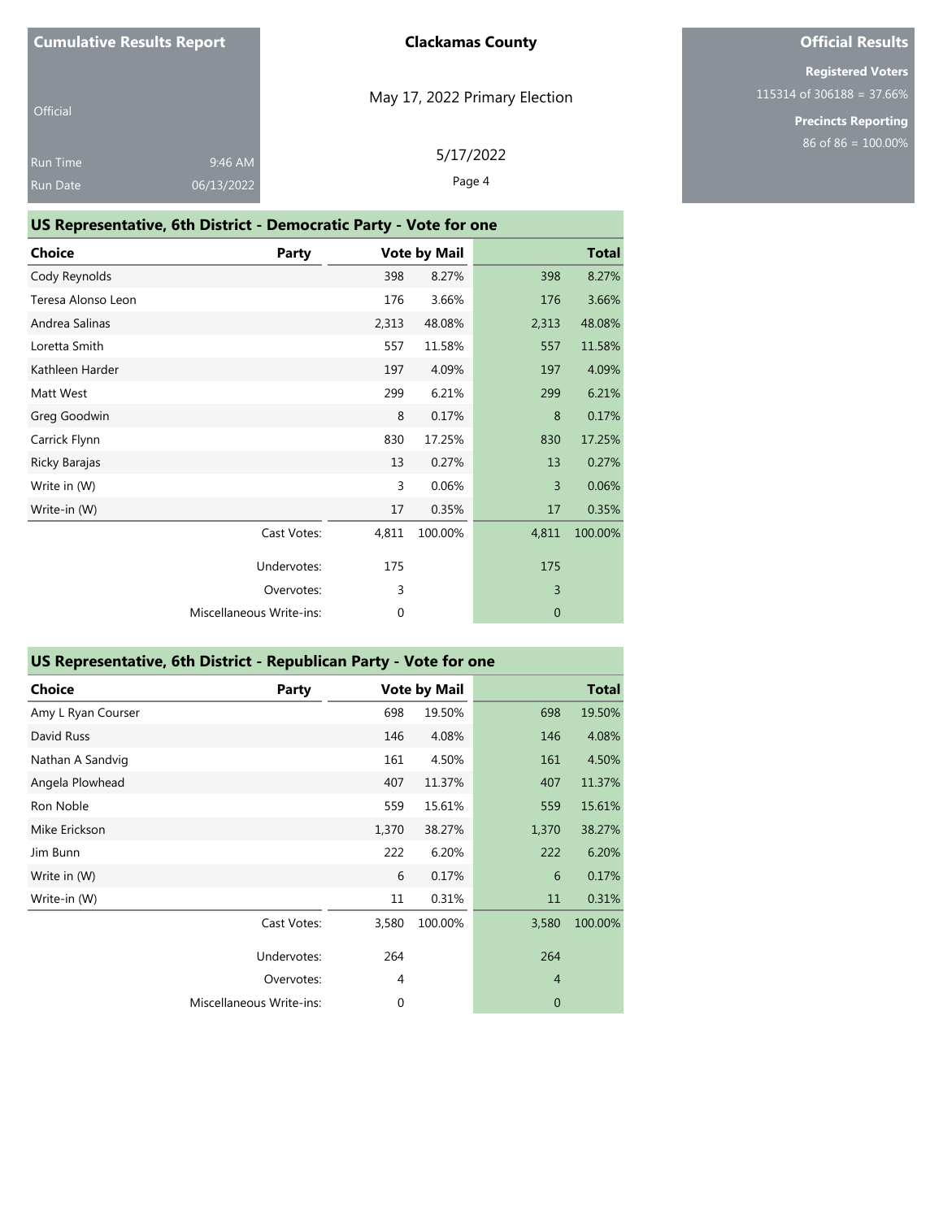Cumulative Results Report

Official

Run Time 9:46 AM
Run Date 06/13/2022

**Clackamas County**

May 17, 2022 Primary Election

5/17/2022

**Official Results**

**Registered Voters**
115314 of 306188 = 37.66%

**Precincts Reporting**
86 of 86 = 100.00%

## US Representative, 6th District - Democratic Party - Vote for one

| Choice | Party | Vote by Mail | | Total | |
|---|---|---|---|---|---|
| Cody Reynolds | | 398 | 8.27% | 398 | 8.27% |
| Teresa Alonso Leon | | 176 | 3.66% | 176 | 3.66% |
| Andrea Salinas | | 2,313 | 48.08% | 2,313 | 48.08% |
| Loretta Smith | | 557 | 11.58% | 557 | 11.58% |
| Kathleen Harder | | 197 | 4.09% | 197 | 4.09% |
| Matt West | | 299 | 6.21% | 299 | 6.21% |
| Greg Goodwin | | 8 | 0.17% | 8 | 0.17% |
| Carrick Flynn | | 830 | 17.25% | 830 | 17.25% |
| Ricky Barajas | | 13 | 0.27% | 13 | 0.27% |
| Write in (W) | | 3 | 0.06% | 3 | 0.06% |
| Write-in (W) | | 17 | 0.35% | 17 | 0.35% |
| | Cast Votes: | 4,811 | 100.00% | 4,811 | 100.00% |
| | Undervotes: | 175 | | 175 | |
| | Overvotes: | 3 | | 3 | |
| | Miscellaneous Write-ins: | 0 | | 0 | |

## US Representative, 6th District - Republican Party - Vote for one

| Choice | Party | Vote by Mail | | Total | |
|---|---|---|---|---|---|
| Amy L Ryan Courser | | 698 | 19.50% | 698 | 19.50% |
| David Russ | | 146 | 4.08% | 146 | 4.08% |
| Nathan A Sandvig | | 161 | 4.50% | 161 | 4.50% |
| Angela Plowhead | | 407 | 11.37% | 407 | 11.37% |
| Ron Noble | | 559 | 15.61% | 559 | 15.61% |
| Mike Erickson | | 1,370 | 38.27% | 1,370 | 38.27% |
| Jim Bunn | | 222 | 6.20% | 222 | 6.20% |
| Write in (W) | | 6 | 0.17% | 6 | 0.17% |
| Write-in (W) | | 11 | 0.31% | 11 | 0.31% |
| | Cast Votes: | 3,580 | 100.00% | 3,580 | 100.00% |
| | Undervotes: | 264 | | 264 | |
| | Overvotes: | 4 | | 4 | |
| | Miscellaneous Write-ins: | 0 | | 0 | |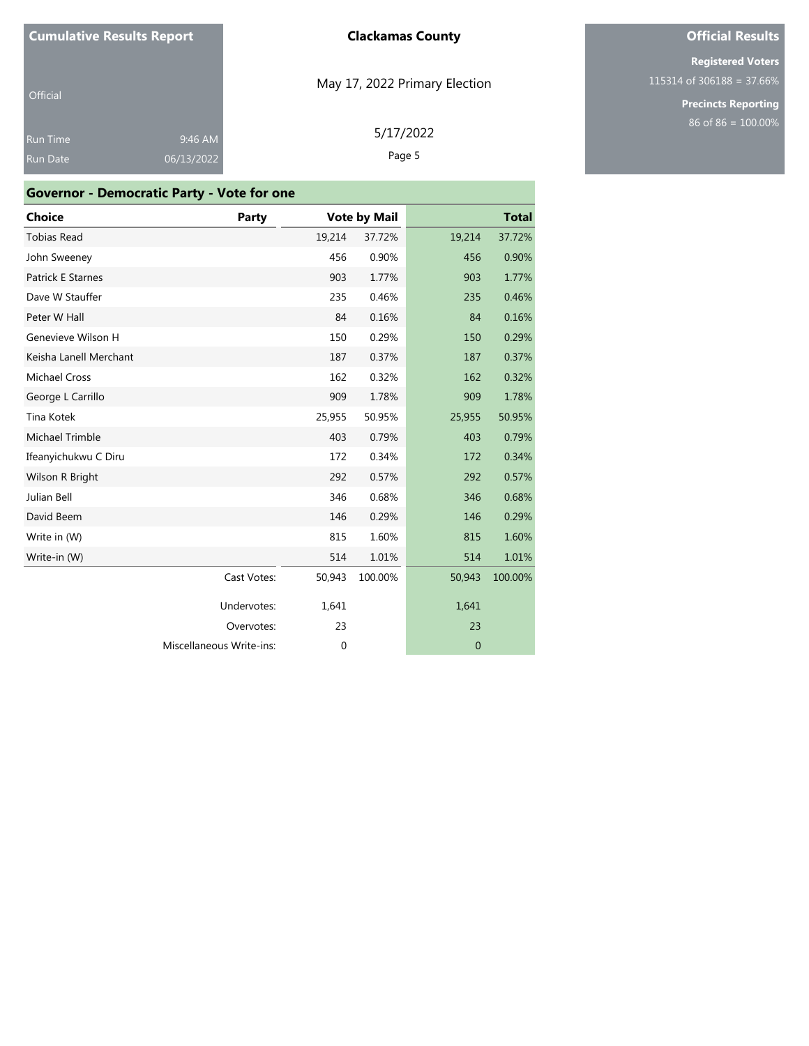**Cumulative Results Report**

Official

Run Time 9:46 AM
Run Date 06/13/2022

**Clackamas County**

May 17, 2022 Primary Election

5/17/2022

**Official Results**

**Registered Voters**
115314 of 306188 = 37.66%

**Precincts Reporting**
86 of 86 = 100.00%

## Governor - Democratic Party - Vote for one

| Choice | Party | Vote by Mail | | Total | |
|---|---|---|---|---|---|
| Tobias Read | | 19,214 | 37.72% | 19,214 | 37.72% |
| John Sweeney | | 456 | 0.90% | 456 | 0.90% |
| Patrick E Starnes | | 903 | 1.77% | 903 | 1.77% |
| Dave W Stauffer | | 235 | 0.46% | 235 | 0.46% |
| Peter W Hall | | 84 | 0.16% | 84 | 0.16% |
| Genevieve Wilson H | | 150 | 0.29% | 150 | 0.29% |
| Keisha Lanell Merchant | | 187 | 0.37% | 187 | 0.37% |
| Michael Cross | | 162 | 0.32% | 162 | 0.32% |
| George L Carrillo | | 909 | 1.78% | 909 | 1.78% |
| Tina Kotek | | 25,955 | 50.95% | 25,955 | 50.95% |
| Michael Trimble | | 403 | 0.79% | 403 | 0.79% |
| Ifeanyichukwu C Diru | | 172 | 0.34% | 172 | 0.34% |
| Wilson R Bright | | 292 | 0.57% | 292 | 0.57% |
| Julian Bell | | 346 | 0.68% | 346 | 0.68% |
| David Beem | | 146 | 0.29% | 146 | 0.29% |
| Write in (W) | | 815 | 1.60% | 815 | 1.60% |
| Write-in (W) | | 514 | 1.01% | 514 | 1.01% |
| | Cast Votes: | 50,943 | 100.00% | 50,943 | 100.00% |
| | Undervotes: | 1,641 | | 1,641 | |
| | Overvotes: | 23 | | 23 | |
| | Miscellaneous Write-ins: | 0 | | 0 | |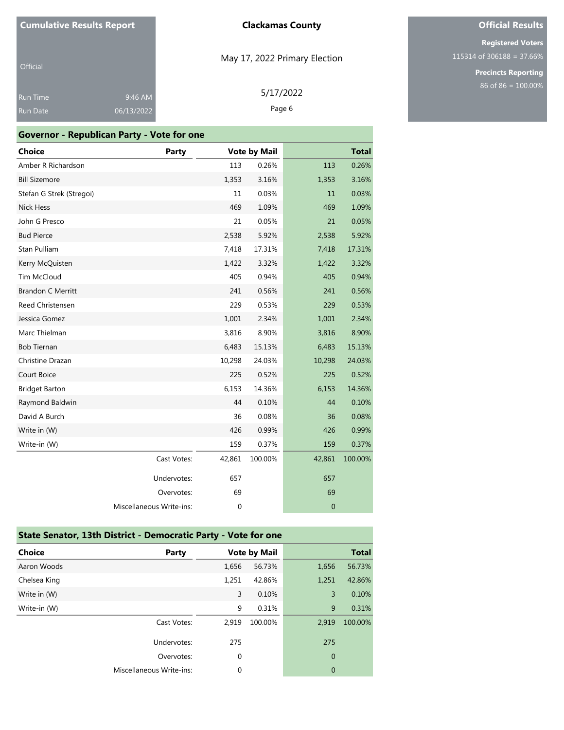| Cumulative Results Report | |
|---|---|
| Official | |
| Run Time | 9:46 AM |
| Run Date | 06/13/2022 |

**Clackamas County**

May 17, 2022 Primary Election

5/17/2022

**Official Results**

**Registered Voters**
115314 of 306188 = 37.66%

**Precincts Reporting**
86 of 86 = 100.00%

## Governor - Republican Party - Vote for one

| Choice | Party | Vote by Mail | | Total | |
|---|---|---|---|---|---|
| Amber R Richardson | | 113 | 0.26% | 113 | 0.26% |
| Bill Sizemore | | 1,353 | 3.16% | 1,353 | 3.16% |
| Stefan G Strek (Stregoi) | | 11 | 0.03% | 11 | 0.03% |
| Nick Hess | | 469 | 1.09% | 469 | 1.09% |
| John G Presco | | 21 | 0.05% | 21 | 0.05% |
| Bud Pierce | | 2,538 | 5.92% | 2,538 | 5.92% |
| Stan Pulliam | | 7,418 | 17.31% | 7,418 | 17.31% |
| Kerry McQuisten | | 1,422 | 3.32% | 1,422 | 3.32% |
| Tim McCloud | | 405 | 0.94% | 405 | 0.94% |
| Brandon C Merritt | | 241 | 0.56% | 241 | 0.56% |
| Reed Christensen | | 229 | 0.53% | 229 | 0.53% |
| Jessica Gomez | | 1,001 | 2.34% | 1,001 | 2.34% |
| Marc Thielman | | 3,816 | 8.90% | 3,816 | 8.90% |
| Bob Tiernan | | 6,483 | 15.13% | 6,483 | 15.13% |
| Christine Drazan | | 10,298 | 24.03% | 10,298 | 24.03% |
| Court Boice | | 225 | 0.52% | 225 | 0.52% |
| Bridget Barton | | 6,153 | 14.36% | 6,153 | 14.36% |
| Raymond Baldwin | | 44 | 0.10% | 44 | 0.10% |
| David A Burch | | 36 | 0.08% | 36 | 0.08% |
| Write in (W) | | 426 | 0.99% | 426 | 0.99% |
| Write-in (W) | | 159 | 0.37% | 159 | 0.37% |
| | Cast Votes: | 42,861 | 100.00% | 42,861 | 100.00% |
| | Undervotes: | 657 | | 657 | |
| | Overvotes: | 69 | | 69 | |
| | Miscellaneous Write-ins: | 0 | | 0 | |

## State Senator, 13th District - Democratic Party - Vote for one

| Choice | Party | Vote by Mail | | Total | |
|---|---|---|---|---|---|
| Aaron Woods | | 1,656 | 56.73% | 1,656 | 56.73% |
| Chelsea King | | 1,251 | 42.86% | 1,251 | 42.86% |
| Write in (W) | | 3 | 0.10% | 3 | 0.10% |
| Write-in (W) | | 9 | 0.31% | 9 | 0.31% |
| | Cast Votes: | 2,919 | 100.00% | 2,919 | 100.00% |
| | Undervotes: | 275 | | 275 | |
| | Overvotes: | 0 | | 0 | |
| | Miscellaneous Write-ins: | 0 | | 0 | |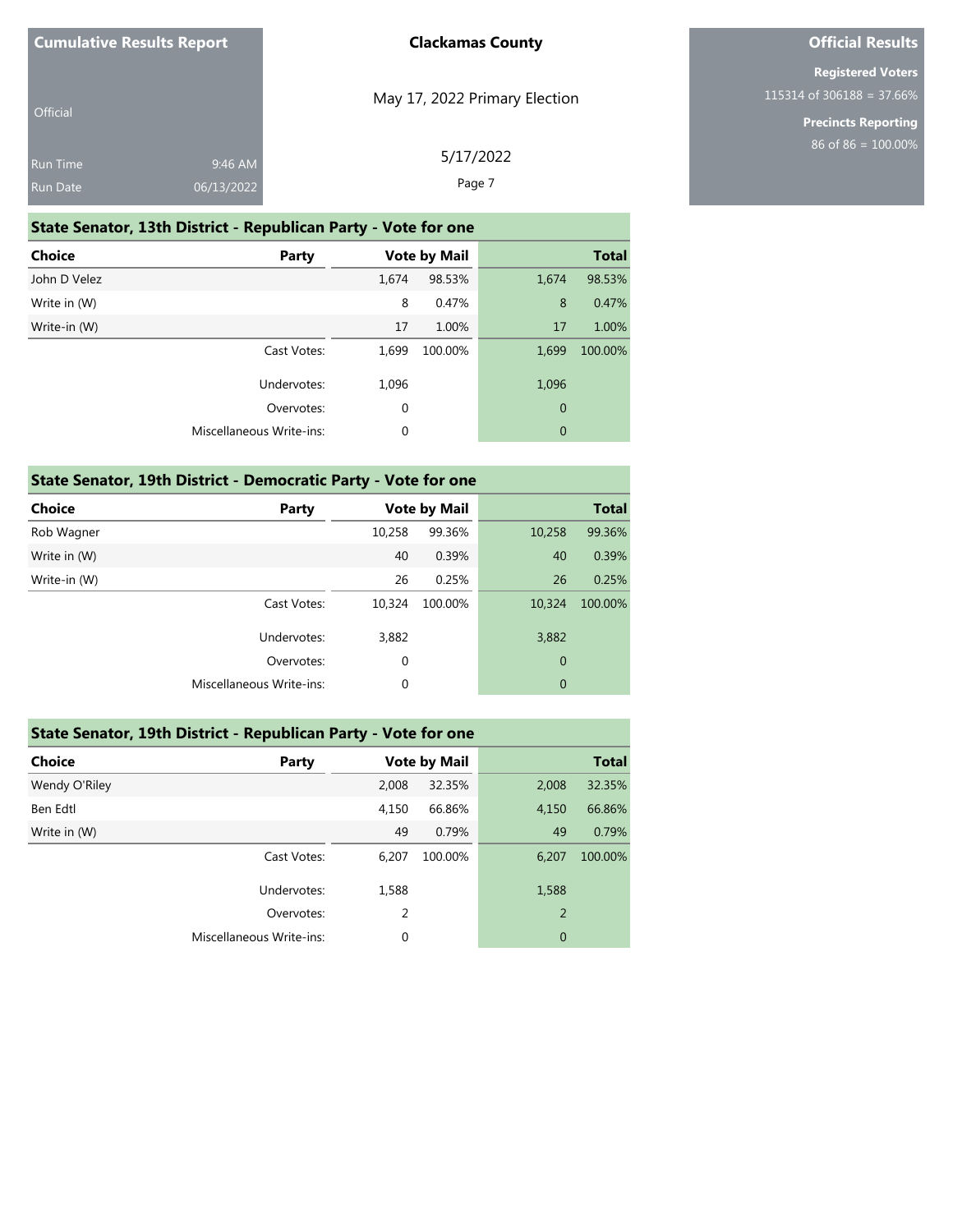**Cumulative Results Report**

Official

Run Time 9:46 AM
Run Date 06/13/2022

**Clackamas County**

May 17, 2022 Primary Election

5/17/2022

**Official Results**

**Registered Voters**
115314 of 306188 = 37.66%

**Precincts Reporting**
86 of 86 = 100.00%

## State Senator, 13th District - Republican Party - Vote for one

| Choice | Party | Vote by Mail | | Total | |
|---|---|---|---|---|---|
| John D Velez | | 1,674 | 98.53% | 1,674 | 98.53% |
| Write in (W) | | 8 | 0.47% | 8 | 0.47% |
| Write-in (W) | | 17 | 1.00% | 17 | 1.00% |
| | Cast Votes: | 1,699 | 100.00% | 1,699 | 100.00% |
| | Undervotes: | 1,096 | | 1,096 | |
| | Overvotes: | 0 | | 0 | |
| | Miscellaneous Write-ins: | 0 | | 0 | |

## State Senator, 19th District - Democratic Party - Vote for one

| Choice | Party | Vote by Mail | | Total | |
|---|---|---|---|---|---|
| Rob Wagner | | 10,258 | 99.36% | 10,258 | 99.36% |
| Write in (W) | | 40 | 0.39% | 40 | 0.39% |
| Write-in (W) | | 26 | 0.25% | 26 | 0.25% |
| | Cast Votes: | 10,324 | 100.00% | 10,324 | 100.00% |
| | Undervotes: | 3,882 | | 3,882 | |
| | Overvotes: | 0 | | 0 | |
| | Miscellaneous Write-ins: | 0 | | 0 | |

## State Senator, 19th District - Republican Party - Vote for one

| Choice | Party | Vote by Mail | | Total | |
|---|---|---|---|---|---|
| Wendy O'Riley | | 2,008 | 32.35% | 2,008 | 32.35% |
| Ben Edtl | | 4,150 | 66.86% | 4,150 | 66.86% |
| Write in (W) | | 49 | 0.79% | 49 | 0.79% |
| | Cast Votes: | 6,207 | 100.00% | 6,207 | 100.00% |
| | Undervotes: | 1,588 | | 1,588 | |
| | Overvotes: | 2 | | 2 | |
| | Miscellaneous Write-ins: | 0 | | 0 | |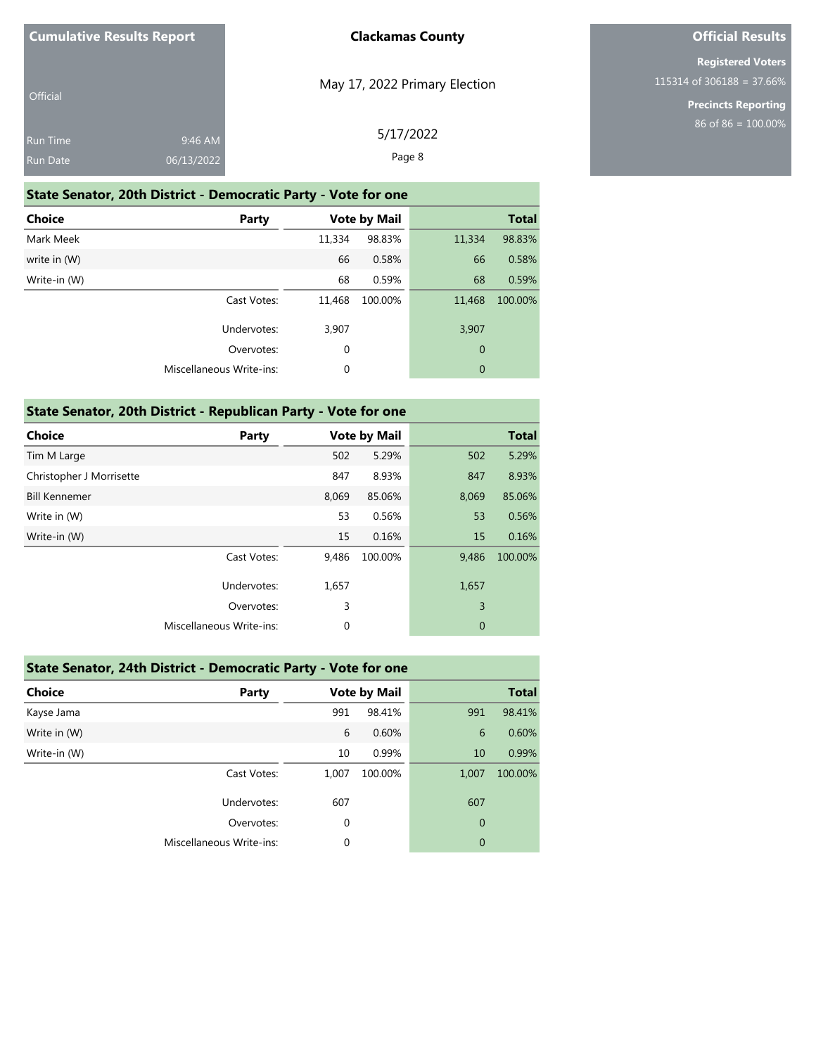Cumulative Results Report

Official

Run Time 9:46 AM
Run Date 06/13/2022

**Clackamas County**

May 17, 2022 Primary Election

5/17/2022

**Official Results**

**Registered Voters**
115314 of 306188 = 37.66%

**Precincts Reporting**
86 of 86 = 100.00%

## State Senator, 20th District - Democratic Party - Vote for one

| Choice | Party | Vote by Mail | | Total | |
|---|---|---|---|---|---|
| Mark Meek | | 11,334 | 98.83% | 11,334 | 98.83% |
| write in (W) | | 66 | 0.58% | 66 | 0.58% |
| Write-in (W) | | 68 | 0.59% | 68 | 0.59% |
| | Cast Votes: | 11,468 | 100.00% | 11,468 | 100.00% |
| | Undervotes: | 3,907 | | 3,907 | |
| | Overvotes: | 0 | | 0 | |
| | Miscellaneous Write-ins: | 0 | | 0 | |

## State Senator, 20th District - Republican Party - Vote for one

| Choice | Party | Vote by Mail | | Total | |
|---|---|---|---|---|---|
| Tim M Large | | 502 | 5.29% | 502 | 5.29% |
| Christopher J Morrisette | | 847 | 8.93% | 847 | 8.93% |
| Bill Kennemer | | 8,069 | 85.06% | 8,069 | 85.06% |
| Write in (W) | | 53 | 0.56% | 53 | 0.56% |
| Write-in (W) | | 15 | 0.16% | 15 | 0.16% |
| | Cast Votes: | 9,486 | 100.00% | 9,486 | 100.00% |
| | Undervotes: | 1,657 | | 1,657 | |
| | Overvotes: | 3 | | 3 | |
| | Miscellaneous Write-ins: | 0 | | 0 | |

## State Senator, 24th District - Democratic Party - Vote for one

| Choice | Party | Vote by Mail | | Total | |
|---|---|---|---|---|---|
| Kayse Jama | | 991 | 98.41% | 991 | 98.41% |
| Write in (W) | | 6 | 0.60% | 6 | 0.60% |
| Write-in (W) | | 10 | 0.99% | 10 | 0.99% |
| | Cast Votes: | 1,007 | 100.00% | 1,007 | 100.00% |
| | Undervotes: | 607 | | 607 | |
| | Overvotes: | 0 | | 0 | |
| | Miscellaneous Write-ins: | 0 | | 0 | |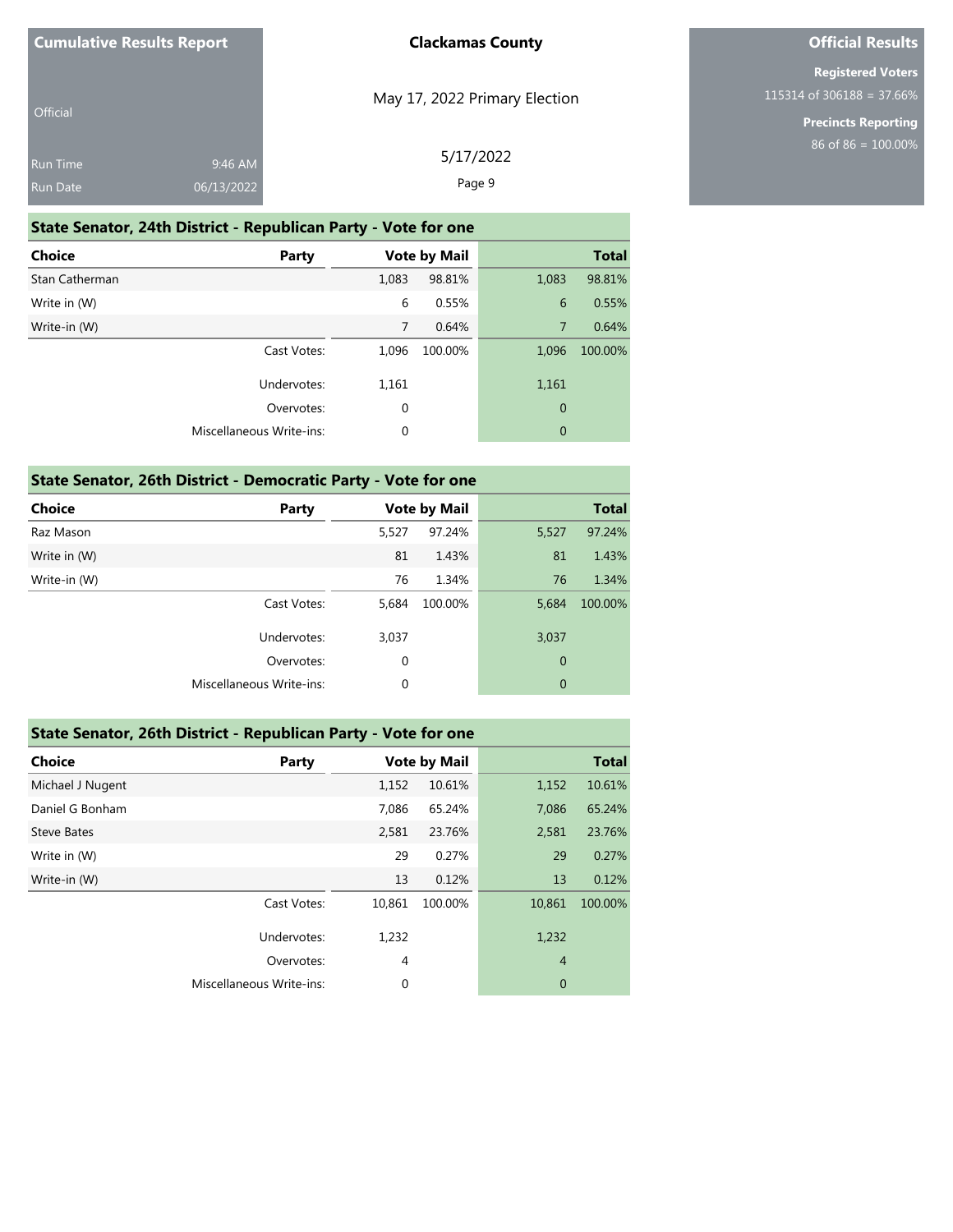## State Senator, 24th District - Republican Party - Vote for one

| Choice | Party | Vote by Mail | | Total | |
|---|---|---|---|---|---|
| Stan Catherman | | 1,083 | 98.81% | 1,083 | 98.81% |
| Write in (W) | | 6 | 0.55% | 6 | 0.55% |
| Write-in (W) | | 7 | 0.64% | 7 | 0.64% |
| | Cast Votes: | 1,096 | 100.00% | 1,096 | 100.00% |
| | Undervotes: | 1,161 | | 1,161 | |
| | Overvotes: | 0 | | 0 | |
| | Miscellaneous Write-ins: | 0 | | 0 | |

## State Senator, 26th District - Democratic Party - Vote for one

| Choice | Party | Vote by Mail | | Total | |
|---|---|---|---|---|---|
| Raz Mason | | 5,527 | 97.24% | 5,527 | 97.24% |
| Write in (W) | | 81 | 1.43% | 81 | 1.43% |
| Write-in (W) | | 76 | 1.34% | 76 | 1.34% |
| | Cast Votes: | 5,684 | 100.00% | 5,684 | 100.00% |
| | Undervotes: | 3,037 | | 3,037 | |
| | Overvotes: | 0 | | 0 | |
| | Miscellaneous Write-ins: | 0 | | 0 | |

## State Senator, 26th District - Republican Party - Vote for one

| Choice | Party | Vote by Mail | | Total | |
|---|---|---|---|---|---|
| Michael J Nugent | | 1,152 | 10.61% | 1,152 | 10.61% |
| Daniel G Bonham | | 7,086 | 65.24% | 7,086 | 65.24% |
| Steve Bates | | 2,581 | 23.76% | 2,581 | 23.76% |
| Write in (W) | | 29 | 0.27% | 29 | 0.27% |
| Write-in (W) | | 13 | 0.12% | 13 | 0.12% |
| | Cast Votes: | 10,861 | 100.00% | 10,861 | 100.00% |
| | Undervotes: | 1,232 | | 1,232 | |
| | Overvotes: | 4 | | 4 | |
| | Miscellaneous Write-ins: | 0 | | 0 | |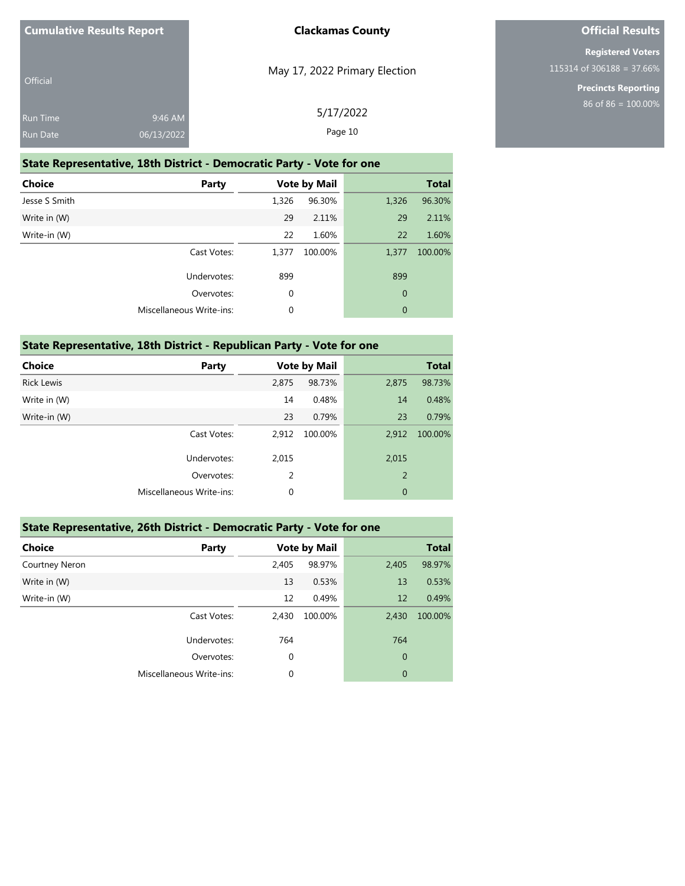Cumulative Results Report

Official

Run Time 9:46 AM

Run Date 06/13/2022

**Clackamas County**

May 17, 2022 Primary Election

5/17/2022

**Official Results**

**Registered Voters**

115314 of 306188 = 37.66%

**Precincts Reporting**

86 of 86 = 100.00%

## State Representative, 18th District - Democratic Party - Vote for one

| Choice | Party | Vote by Mail | | Total | |
|---|---|---|---|---|---|
| Jesse S Smith | | 1,326 | 96.30% | 1,326 | 96.30% |
| Write in (W) | | 29 | 2.11% | 29 | 2.11% |
| Write-in (W) | | 22 | 1.60% | 22 | 1.60% |
| | Cast Votes: | 1,377 | 100.00% | 1,377 | 100.00% |
| | Undervotes: | 899 | | 899 | |
| | Overvotes: | 0 | | 0 | |
| | Miscellaneous Write-ins: | 0 | | 0 | |

## State Representative, 18th District - Republican Party - Vote for one

| Choice | Party | Vote by Mail | | Total | |
|---|---|---|---|---|---|
| Rick Lewis | | 2,875 | 98.73% | 2,875 | 98.73% |
| Write in (W) | | 14 | 0.48% | 14 | 0.48% |
| Write-in (W) | | 23 | 0.79% | 23 | 0.79% |
| | Cast Votes: | 2,912 | 100.00% | 2,912 | 100.00% |
| | Undervotes: | 2,015 | | 2,015 | |
| | Overvotes: | 2 | | 2 | |
| | Miscellaneous Write-ins: | 0 | | 0 | |

## State Representative, 26th District - Democratic Party - Vote for one

| Choice | Party | Vote by Mail | | Total | |
|---|---|---|---|---|---|
| Courtney Neron | | 2,405 | 98.97% | 2,405 | 98.97% |
| Write in (W) | | 13 | 0.53% | 13 | 0.53% |
| Write-in (W) | | 12 | 0.49% | 12 | 0.49% |
| | Cast Votes: | 2,430 | 100.00% | 2,430 | 100.00% |
| | Undervotes: | 764 | | 764 | |
| | Overvotes: | 0 | | 0 | |
| | Miscellaneous Write-ins: | 0 | | 0 | |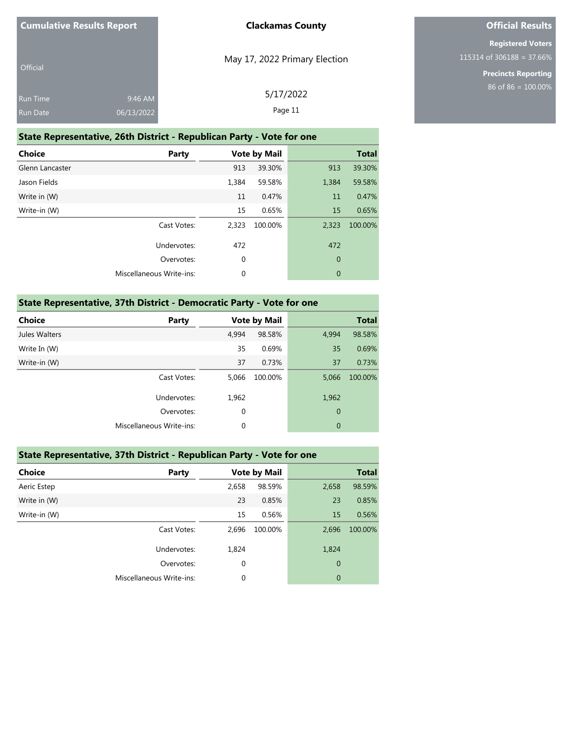Cumulative Results Report

Official

Run Time 9:46 AM

Run Date 06/13/2022

**Clackamas County**

May 17, 2022 Primary Election

5/17/2022

**Official Results**

**Registered Voters**

115314 of 306188 = 37.66%

**Precincts Reporting**

86 of 86 = 100.00%

## State Representative, 26th District - Republican Party - Vote for one

| Choice | Party | Vote by Mail | | Total | |
|---|---|---|---|---|---|
| Glenn Lancaster | | 913 | 39.30% | 913 | 39.30% |
| Jason Fields | | 1,384 | 59.58% | 1,384 | 59.58% |
| Write in (W) | | 11 | 0.47% | 11 | 0.47% |
| Write-in (W) | | 15 | 0.65% | 15 | 0.65% |
| | Cast Votes: | 2,323 | 100.00% | 2,323 | 100.00% |
| | Undervotes: | 472 | | 472 | |
| | Overvotes: | 0 | | 0 | |
| | Miscellaneous Write-ins: | 0 | | 0 | |

## State Representative, 37th District - Democratic Party - Vote for one

| Choice | Party | Vote by Mail | | Total | |
|---|---|---|---|---|---|
| Jules Walters | | 4,994 | 98.58% | 4,994 | 98.58% |
| Write In (W) | | 35 | 0.69% | 35 | 0.69% |
| Write-in (W) | | 37 | 0.73% | 37 | 0.73% |
| | Cast Votes: | 5,066 | 100.00% | 5,066 | 100.00% |
| | Undervotes: | 1,962 | | 1,962 | |
| | Overvotes: | 0 | | 0 | |
| | Miscellaneous Write-ins: | 0 | | 0 | |

## State Representative, 37th District - Republican Party - Vote for one

| Choice | Party | Vote by Mail | | Total | |
|---|---|---|---|---|---|
| Aeric Estep | | 2,658 | 98.59% | 2,658 | 98.59% |
| Write in (W) | | 23 | 0.85% | 23 | 0.85% |
| Write-in (W) | | 15 | 0.56% | 15 | 0.56% |
| | Cast Votes: | 2,696 | 100.00% | 2,696 | 100.00% |
| | Undervotes: | 1,824 | | 1,824 | |
| | Overvotes: | 0 | | 0 | |
| | Miscellaneous Write-ins: | 0 | | 0 | |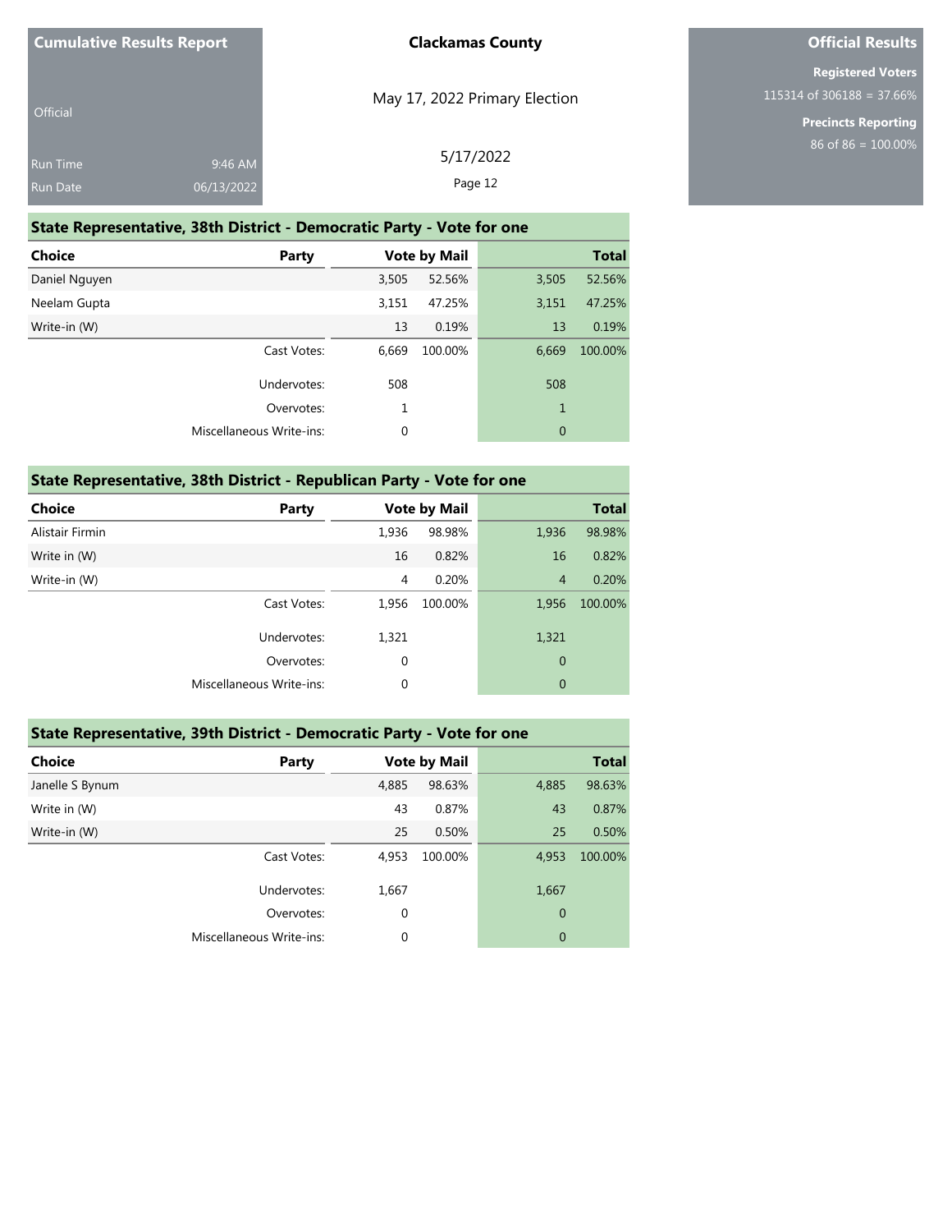## State Representative, 38th District - Democratic Party - Vote for one

| Choice | Party | Vote by Mail | | Total | |
|---|---|---|---|---|---|
| Daniel Nguyen | | 3,505 | 52.56% | 3,505 | 52.56% |
| Neelam Gupta | | 3,151 | 47.25% | 3,151 | 47.25% |
| Write-in (W) | | 13 | 0.19% | 13 | 0.19% |
| | Cast Votes: | 6,669 | 100.00% | 6,669 | 100.00% |
| | Undervotes: | 508 | | 508 | |
| | Overvotes: | 1 | | 1 | |
| | Miscellaneous Write-ins: | 0 | | 0 | |

## State Representative, 38th District - Republican Party - Vote for one

| Choice | Party | Vote by Mail | | Total | |
|---|---|---|---|---|---|
| Alistair Firmin | | 1,936 | 98.98% | 1,936 | 98.98% |
| Write in (W) | | 16 | 0.82% | 16 | 0.82% |
| Write-in (W) | | 4 | 0.20% | 4 | 0.20% |
| | Cast Votes: | 1,956 | 100.00% | 1,956 | 100.00% |
| | Undervotes: | 1,321 | | 1,321 | |
| | Overvotes: | 0 | | 0 | |
| | Miscellaneous Write-ins: | 0 | | 0 | |

## State Representative, 39th District - Democratic Party - Vote for one

| Choice | Party | Vote by Mail | | Total | |
|---|---|---|---|---|---|
| Janelle S Bynum | | 4,885 | 98.63% | 4,885 | 98.63% |
| Write in (W) | | 43 | 0.87% | 43 | 0.87% |
| Write-in (W) | | 25 | 0.50% | 25 | 0.50% |
| | Cast Votes: | 4,953 | 100.00% | 4,953 | 100.00% |
| | Undervotes: | 1,667 | | 1,667 | |
| | Overvotes: | 0 | | 0 | |
| | Miscellaneous Write-ins: | 0 | | 0 | |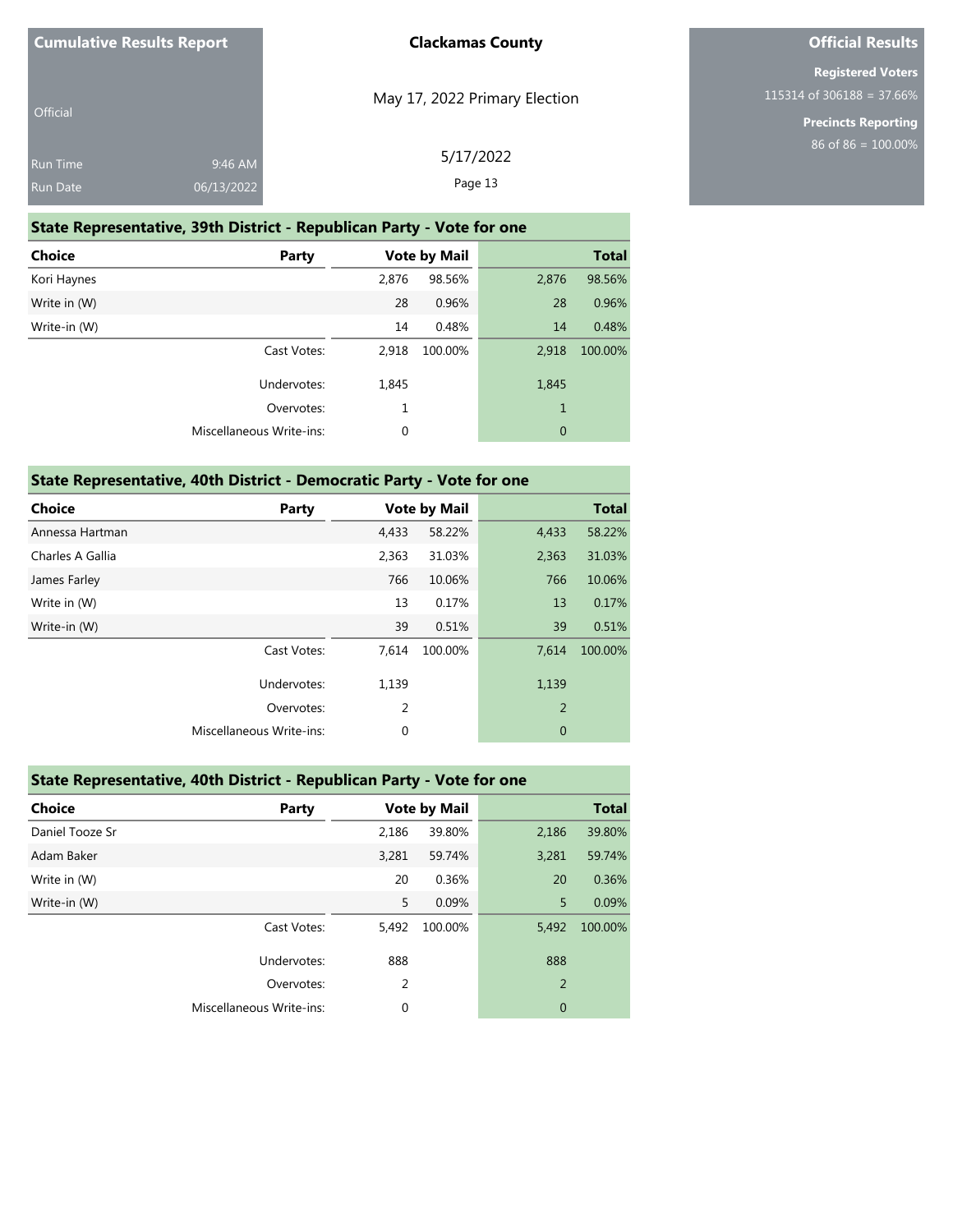| Cumulative Results Report | |
|---|---|
| Official | |
| Run Time | 9:46 AM |
| Run Date | 06/13/2022 |

**Clackamas County**

May 17, 2022 Primary Election

5/17/2022

| Official Results |
|---|
| **Registered Voters** |
| 115314 of 306188 = 37.66% |
| **Precincts Reporting** |
| 86 of 86 = 100.00% |

## State Representative, 39th District - Republican Party - Vote for one

| Choice | Party | Vote by Mail | | Total | |
|---|---|---|---|---|---|
| Kori Haynes | | 2,876 | 98.56% | 2,876 | 98.56% |
| Write in (W) | | 28 | 0.96% | 28 | 0.96% |
| Write-in (W) | | 14 | 0.48% | 14 | 0.48% |
| | Cast Votes: | 2,918 | 100.00% | 2,918 | 100.00% |
| | Undervotes: | 1,845 | | 1,845 | |
| | Overvotes: | 1 | | 1 | |
| | Miscellaneous Write-ins: | 0 | | 0 | |

## State Representative, 40th District - Democratic Party - Vote for one

| Choice | Party | Vote by Mail | | Total | |
|---|---|---|---|---|---|
| Annessa Hartman | | 4,433 | 58.22% | 4,433 | 58.22% |
| Charles A Gallia | | 2,363 | 31.03% | 2,363 | 31.03% |
| James Farley | | 766 | 10.06% | 766 | 10.06% |
| Write in (W) | | 13 | 0.17% | 13 | 0.17% |
| Write-in (W) | | 39 | 0.51% | 39 | 0.51% |
| | Cast Votes: | 7,614 | 100.00% | 7,614 | 100.00% |
| | Undervotes: | 1,139 | | 1,139 | |
| | Overvotes: | 2 | | 2 | |
| | Miscellaneous Write-ins: | 0 | | 0 | |

## State Representative, 40th District - Republican Party - Vote for one

| Choice | Party | Vote by Mail | | Total | |
|---|---|---|---|---|---|
| Daniel Tooze Sr | | 2,186 | 39.80% | 2,186 | 39.80% |
| Adam Baker | | 3,281 | 59.74% | 3,281 | 59.74% |
| Write in (W) | | 20 | 0.36% | 20 | 0.36% |
| Write-in (W) | | 5 | 0.09% | 5 | 0.09% |
| | Cast Votes: | 5,492 | 100.00% | 5,492 | 100.00% |
| | Undervotes: | 888 | | 888 | |
| | Overvotes: | 2 | | 2 | |
| | Miscellaneous Write-ins: | 0 | | 0 | |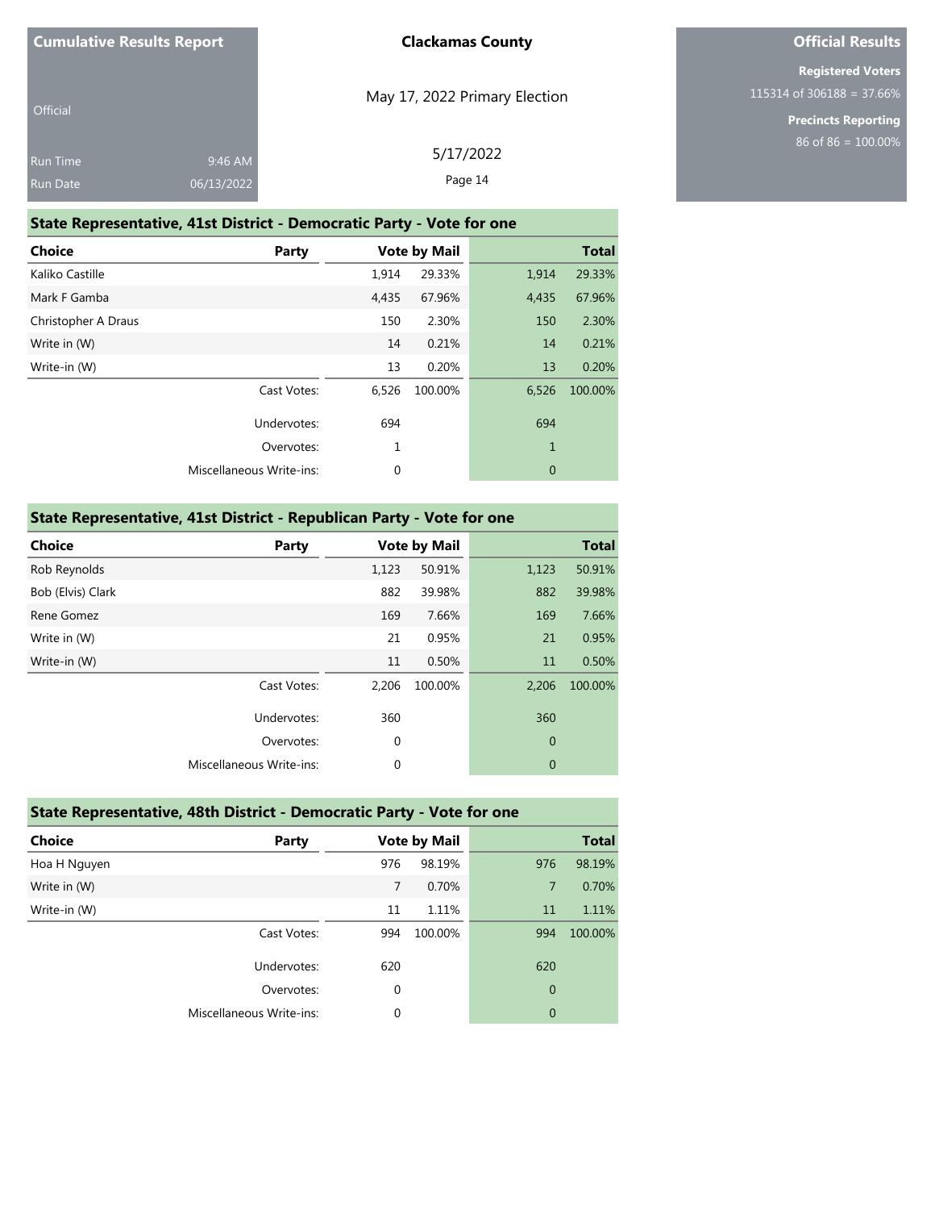Cumulative Results Report

Official

Run Time 9:46 AM
Run Date 06/13/2022

**Clackamas County**

May 17, 2022 Primary Election

5/17/2022

**Official Results**

**Registered Voters**
115314 of 306188 = 37.66%

**Precincts Reporting**
86 of 86 = 100.00%

## State Representative, 41st District - Democratic Party - Vote for one

| Choice | Party | Vote by Mail | | Total | |
|---|---|---|---|---|---|
| Kaliko Castille | | 1,914 | 29.33% | 1,914 | 29.33% |
| Mark F Gamba | | 4,435 | 67.96% | 4,435 | 67.96% |
| Christopher A Draus | | 150 | 2.30% | 150 | 2.30% |
| Write in (W) | | 14 | 0.21% | 14 | 0.21% |
| Write-in (W) | | 13 | 0.20% | 13 | 0.20% |
| | Cast Votes: | 6,526 | 100.00% | 6,526 | 100.00% |
| | Undervotes: | 694 | | 694 | |
| | Overvotes: | 1 | | 1 | |
| | Miscellaneous Write-ins: | 0 | | 0 | |

## State Representative, 41st District - Republican Party - Vote for one

| Choice | Party | Vote by Mail | | Total | |
|---|---|---|---|---|---|
| Rob Reynolds | | 1,123 | 50.91% | 1,123 | 50.91% |
| Bob (Elvis) Clark | | 882 | 39.98% | 882 | 39.98% |
| Rene Gomez | | 169 | 7.66% | 169 | 7.66% |
| Write in (W) | | 21 | 0.95% | 21 | 0.95% |
| Write-in (W) | | 11 | 0.50% | 11 | 0.50% |
| | Cast Votes: | 2,206 | 100.00% | 2,206 | 100.00% |
| | Undervotes: | 360 | | 360 | |
| | Overvotes: | 0 | | 0 | |
| | Miscellaneous Write-ins: | 0 | | 0 | |

## State Representative, 48th District - Democratic Party - Vote for one

| Choice | Party | Vote by Mail | | Total | |
|---|---|---|---|---|---|
| Hoa H Nguyen | | 976 | 98.19% | 976 | 98.19% |
| Write in (W) | | 7 | 0.70% | 7 | 0.70% |
| Write-in (W) | | 11 | 1.11% | 11 | 1.11% |
| | Cast Votes: | 994 | 100.00% | 994 | 100.00% |
| | Undervotes: | 620 | | 620 | |
| | Overvotes: | 0 | | 0 | |
| | Miscellaneous Write-ins: | 0 | | 0 | |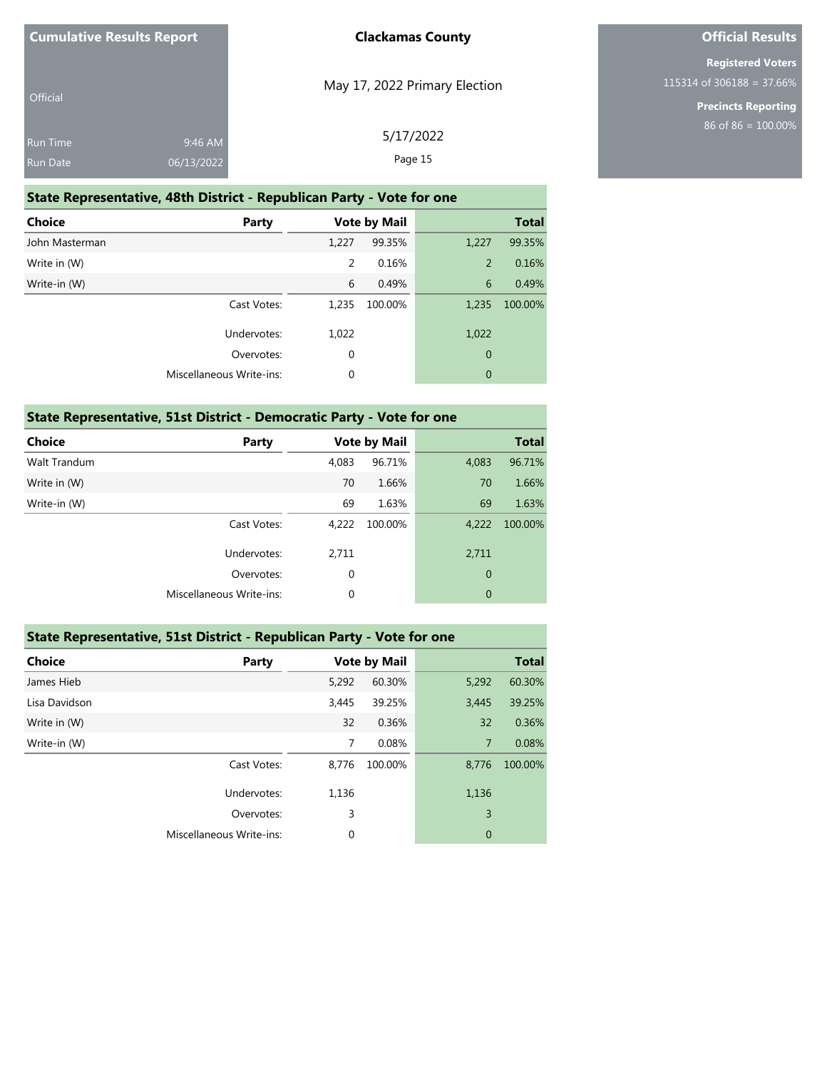## State Representative, 48th District - Republican Party - Vote for one

| Choice | Party | Vote by Mail | | Total | |
|---|---|---|---|---|---|
| John Masterman | | 1,227 | 99.35% | 1,227 | 99.35% |
| Write in (W) | | 2 | 0.16% | 2 | 0.16% |
| Write-in (W) | | 6 | 0.49% | 6 | 0.49% |
| | Cast Votes: | 1,235 | 100.00% | 1,235 | 100.00% |
| | Undervotes: | 1,022 | | 1,022 | |
| | Overvotes: | 0 | | 0 | |
| | Miscellaneous Write-ins: | 0 | | 0 | |

## State Representative, 51st District - Democratic Party - Vote for one

| Choice | Party | Vote by Mail | | Total | |
|---|---|---|---|---|---|
| Walt Trandum | | 4,083 | 96.71% | 4,083 | 96.71% |
| Write in (W) | | 70 | 1.66% | 70 | 1.66% |
| Write-in (W) | | 69 | 1.63% | 69 | 1.63% |
| | Cast Votes: | 4,222 | 100.00% | 4,222 | 100.00% |
| | Undervotes: | 2,711 | | 2,711 | |
| | Overvotes: | 0 | | 0 | |
| | Miscellaneous Write-ins: | 0 | | 0 | |

## State Representative, 51st District - Republican Party - Vote for one

| Choice | Party | Vote by Mail | | Total | |
|---|---|---|---|---|---|
| James Hieb | | 5,292 | 60.30% | 5,292 | 60.30% |
| Lisa Davidson | | 3,445 | 39.25% | 3,445 | 39.25% |
| Write in (W) | | 32 | 0.36% | 32 | 0.36% |
| Write-in (W) | | 7 | 0.08% | 7 | 0.08% |
| | Cast Votes: | 8,776 | 100.00% | 8,776 | 100.00% |
| | Undervotes: | 1,136 | | 1,136 | |
| | Overvotes: | 3 | | 3 | |
| | Miscellaneous Write-ins: | 0 | | 0 | |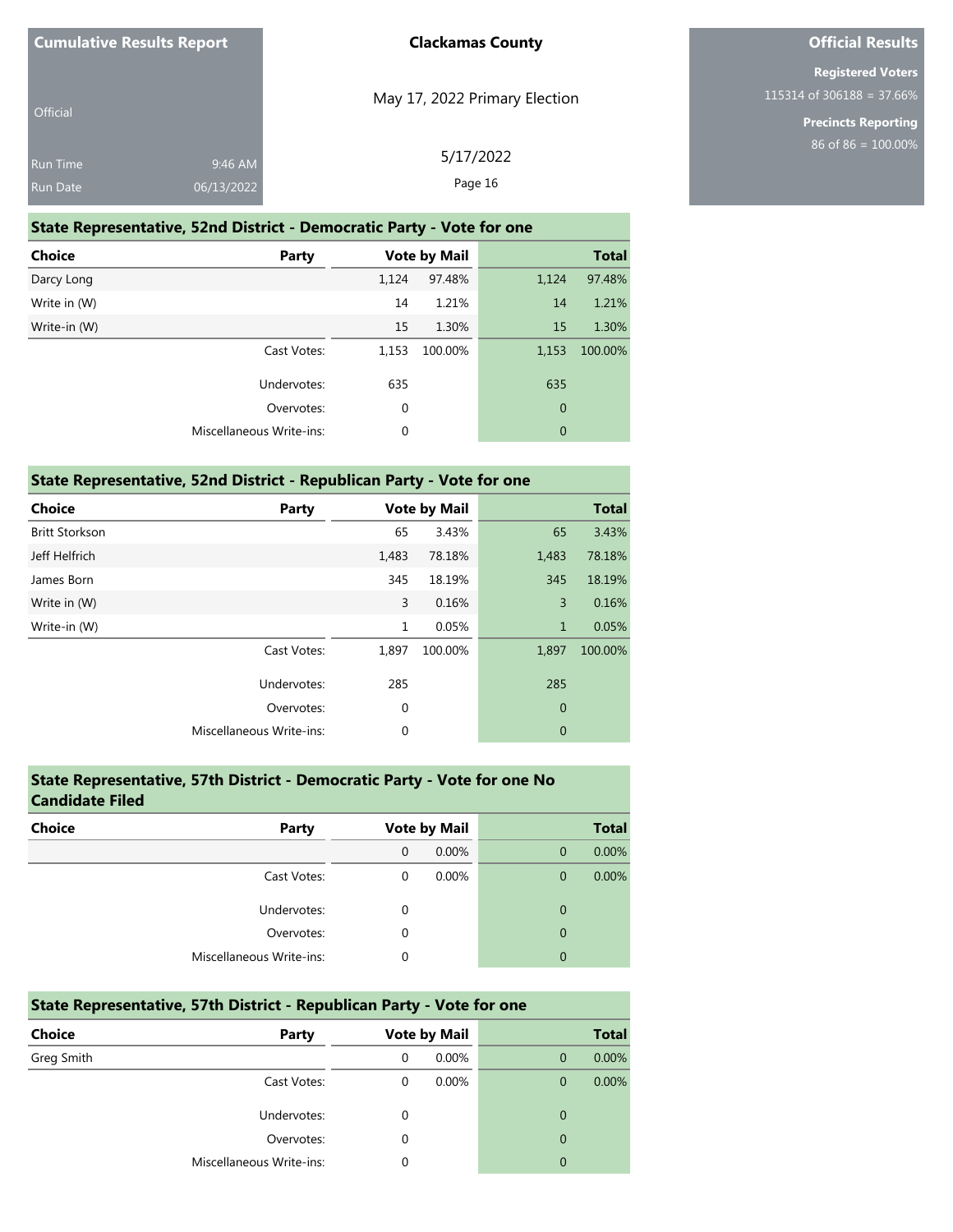Cumulative Results Report

Official

Run Time 9:46 AM
Run Date 06/13/2022

**Clackamas County**

May 17, 2022 Primary Election

5/17/2022

**Official Results**

**Registered Voters**
115314 of 306188 = 37.66%

**Precincts Reporting**
86 of 86 = 100.00%

### State Representative, 52nd District - Democratic Party - Vote for one

| Choice | Party | Vote by Mail | | Total | |
|---|---|---|---|---|---|
| Darcy Long | | 1,124 | 97.48% | 1,124 | 97.48% |
| Write in (W) | | 14 | 1.21% | 14 | 1.21% |
| Write-in (W) | | 15 | 1.30% | 15 | 1.30% |
| | Cast Votes: | 1,153 | 100.00% | 1,153 | 100.00% |
| | Undervotes: | 635 | | 635 | |
| | Overvotes: | 0 | | 0 | |
| | Miscellaneous Write-ins: | 0 | | 0 | |

### State Representative, 52nd District - Republican Party - Vote for one

| Choice | Party | Vote by Mail | | Total | |
|---|---|---|---|---|---|
| Britt Storkson | | 65 | 3.43% | 65 | 3.43% |
| Jeff Helfrich | | 1,483 | 78.18% | 1,483 | 78.18% |
| James Born | | 345 | 18.19% | 345 | 18.19% |
| Write in (W) | | 3 | 0.16% | 3 | 0.16% |
| Write-in (W) | | 1 | 0.05% | 1 | 0.05% |
| | Cast Votes: | 1,897 | 100.00% | 1,897 | 100.00% |
| | Undervotes: | 285 | | 285 | |
| | Overvotes: | 0 | | 0 | |
| | Miscellaneous Write-ins: | 0 | | 0 | |

### State Representative, 57th District - Democratic Party - Vote for one No Candidate Filed

| Choice | Party | Vote by Mail | | Total | |
|---|---|---|---|---|---|
| | | 0 | 0.00% | 0 | 0.00% |
| | Cast Votes: | 0 | 0.00% | 0 | 0.00% |
| | Undervotes: | 0 | | 0 | |
| | Overvotes: | 0 | | 0 | |
| | Miscellaneous Write-ins: | 0 | | 0 | |

### State Representative, 57th District - Republican Party - Vote for one

| Choice | Party | Vote by Mail | | Total | |
|---|---|---|---|---|---|
| Greg Smith | | 0 | 0.00% | 0 | 0.00% |
| | Cast Votes: | 0 | 0.00% | 0 | 0.00% |
| | Undervotes: | 0 | | 0 | |
| | Overvotes: | 0 | | 0 | |
| | Miscellaneous Write-ins: | 0 | | 0 | |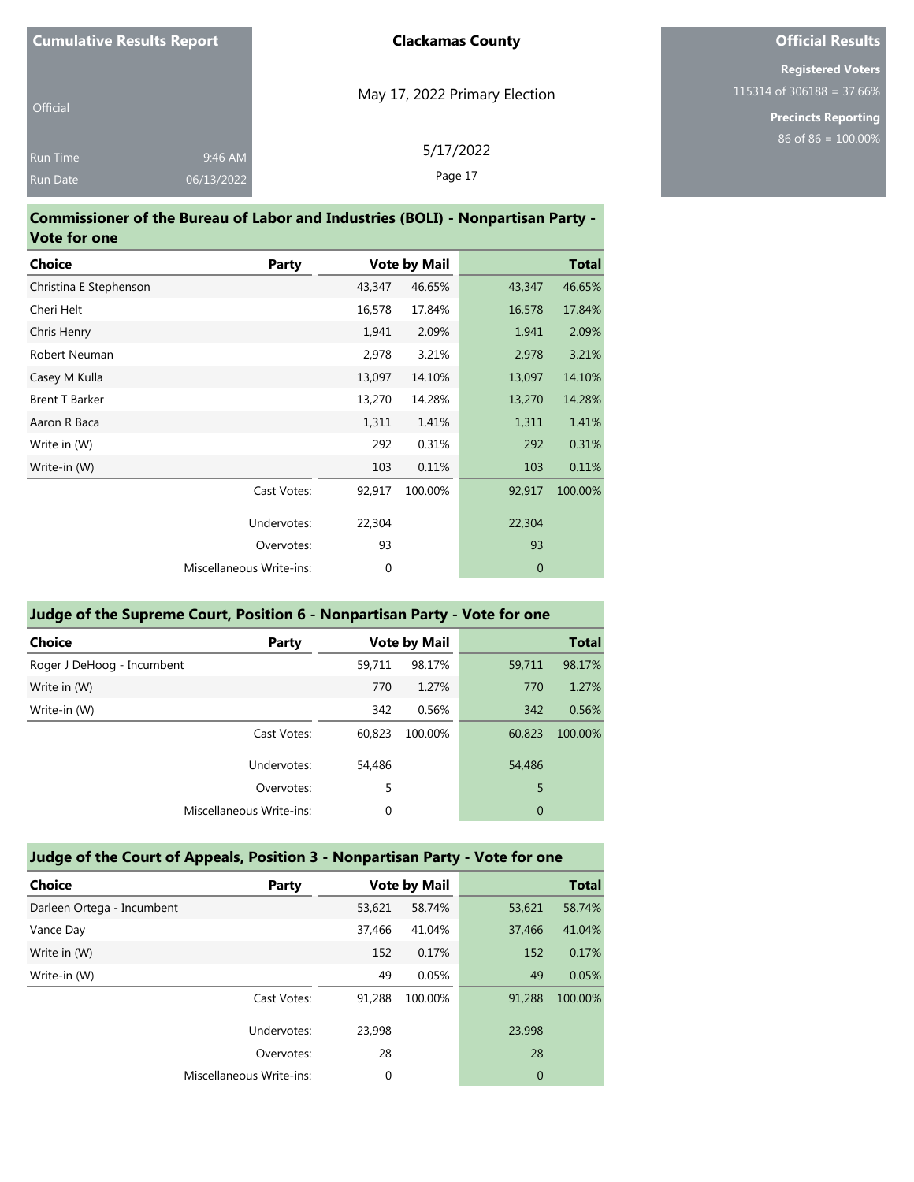Cumulative Results Report

Official

Run Time 9:46 AM
Run Date 06/13/2022

**Clackamas County**

May 17, 2022 Primary Election

5/17/2022

**Official Results**

**Registered Voters**
115314 of 306188 = 37.66%

**Precincts Reporting**
86 of 86 = 100.00%

## Commissioner of the Bureau of Labor and Industries (BOLI) - Nonpartisan Party - Vote for one

| Choice | Party | Vote by Mail | | Total | |
|---|---|---|---|---|---|
| Christina E Stephenson | | 43,347 | 46.65% | 43,347 | 46.65% |
| Cheri Helt | | 16,578 | 17.84% | 16,578 | 17.84% |
| Chris Henry | | 1,941 | 2.09% | 1,941 | 2.09% |
| Robert Neuman | | 2,978 | 3.21% | 2,978 | 3.21% |
| Casey M Kulla | | 13,097 | 14.10% | 13,097 | 14.10% |
| Brent T Barker | | 13,270 | 14.28% | 13,270 | 14.28% |
| Aaron R Baca | | 1,311 | 1.41% | 1,311 | 1.41% |
| Write in (W) | | 292 | 0.31% | 292 | 0.31% |
| Write-in (W) | | 103 | 0.11% | 103 | 0.11% |
| | Cast Votes: | 92,917 | 100.00% | 92,917 | 100.00% |
| | Undervotes: | 22,304 | | 22,304 | |
| | Overvotes: | 93 | | 93 | |
| | Miscellaneous Write-ins: | 0 | | 0 | |

## Judge of the Supreme Court, Position 6 - Nonpartisan Party - Vote for one

| Choice | Party | Vote by Mail | | Total | |
|---|---|---|---|---|---|
| Roger J DeHoog - Incumbent | | 59,711 | 98.17% | 59,711 | 98.17% |
| Write in (W) | | 770 | 1.27% | 770 | 1.27% |
| Write-in (W) | | 342 | 0.56% | 342 | 0.56% |
| | Cast Votes: | 60,823 | 100.00% | 60,823 | 100.00% |
| | Undervotes: | 54,486 | | 54,486 | |
| | Overvotes: | 5 | | 5 | |
| | Miscellaneous Write-ins: | 0 | | 0 | |

## Judge of the Court of Appeals, Position 3 - Nonpartisan Party - Vote for one

| Choice | Party | Vote by Mail | | Total | |
|---|---|---|---|---|---|
| Darleen Ortega - Incumbent | | 53,621 | 58.74% | 53,621 | 58.74% |
| Vance Day | | 37,466 | 41.04% | 37,466 | 41.04% |
| Write in (W) | | 152 | 0.17% | 152 | 0.17% |
| Write-in (W) | | 49 | 0.05% | 49 | 0.05% |
| | Cast Votes: | 91,288 | 100.00% | 91,288 | 100.00% |
| | Undervotes: | 23,998 | | 23,998 | |
| | Overvotes: | 28 | | 28 | |
| | Miscellaneous Write-ins: | 0 | | 0 | |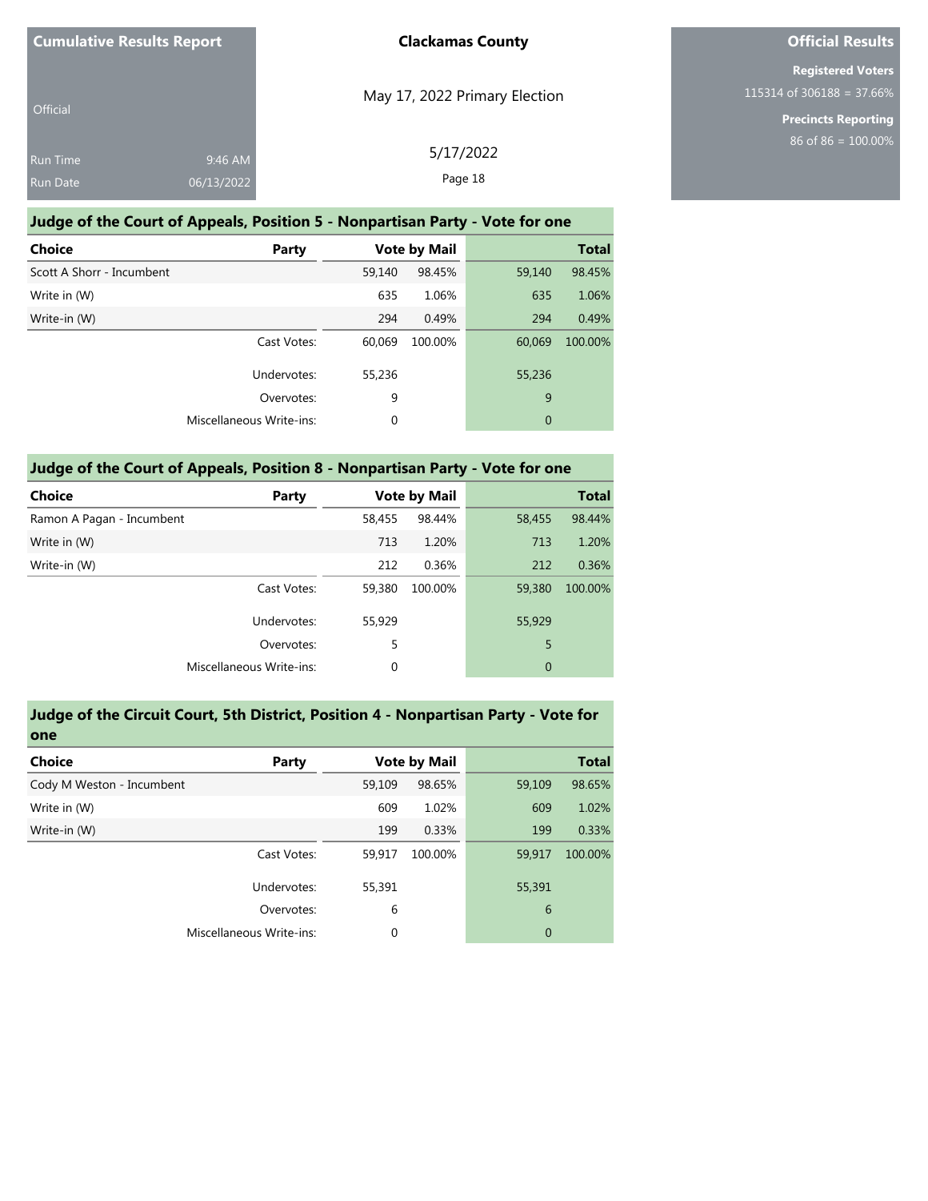| Cumulative Results Report | |
|---|---|
| Official | |
| Run Time | 9:46 AM |
| Run Date | 06/13/2022 |

**Clackamas County**

May 17, 2022 Primary Election

5/17/2022

**Official Results**

**Registered Voters**
115314 of 306188 = 37.66%

**Precincts Reporting**
86 of 86 = 100.00%

## Judge of the Court of Appeals, Position 5 - Nonpartisan Party - Vote for one

| Choice | Party | Vote by Mail | | Total | |
|---|---|---|---|---|---|
| Scott A Shorr - Incumbent | | 59,140 | 98.45% | 59,140 | 98.45% |
| Write in (W) | | 635 | 1.06% | 635 | 1.06% |
| Write-in (W) | | 294 | 0.49% | 294 | 0.49% |
| | Cast Votes: | 60,069 | 100.00% | 60,069 | 100.00% |
| | Undervotes: | 55,236 | | 55,236 | |
| | Overvotes: | 9 | | 9 | |
| | Miscellaneous Write-ins: | 0 | | 0 | |

## Judge of the Court of Appeals, Position 8 - Nonpartisan Party - Vote for one

| Choice | Party | Vote by Mail | | Total | |
|---|---|---|---|---|---|
| Ramon A Pagan - Incumbent | | 58,455 | 98.44% | 58,455 | 98.44% |
| Write in (W) | | 713 | 1.20% | 713 | 1.20% |
| Write-in (W) | | 212 | 0.36% | 212 | 0.36% |
| | Cast Votes: | 59,380 | 100.00% | 59,380 | 100.00% |
| | Undervotes: | 55,929 | | 55,929 | |
| | Overvotes: | 5 | | 5 | |
| | Miscellaneous Write-ins: | 0 | | 0 | |

## Judge of the Circuit Court, 5th District, Position 4 - Nonpartisan Party - Vote for one

| Choice | Party | Vote by Mail | | Total | |
|---|---|---|---|---|---|
| Cody M Weston - Incumbent | | 59,109 | 98.65% | 59,109 | 98.65% |
| Write in (W) | | 609 | 1.02% | 609 | 1.02% |
| Write-in (W) | | 199 | 0.33% | 199 | 0.33% |
| | Cast Votes: | 59,917 | 100.00% | 59,917 | 100.00% |
| | Undervotes: | 55,391 | | 55,391 | |
| | Overvotes: | 6 | | 6 | |
| | Miscellaneous Write-ins: | 0 | | 0 | |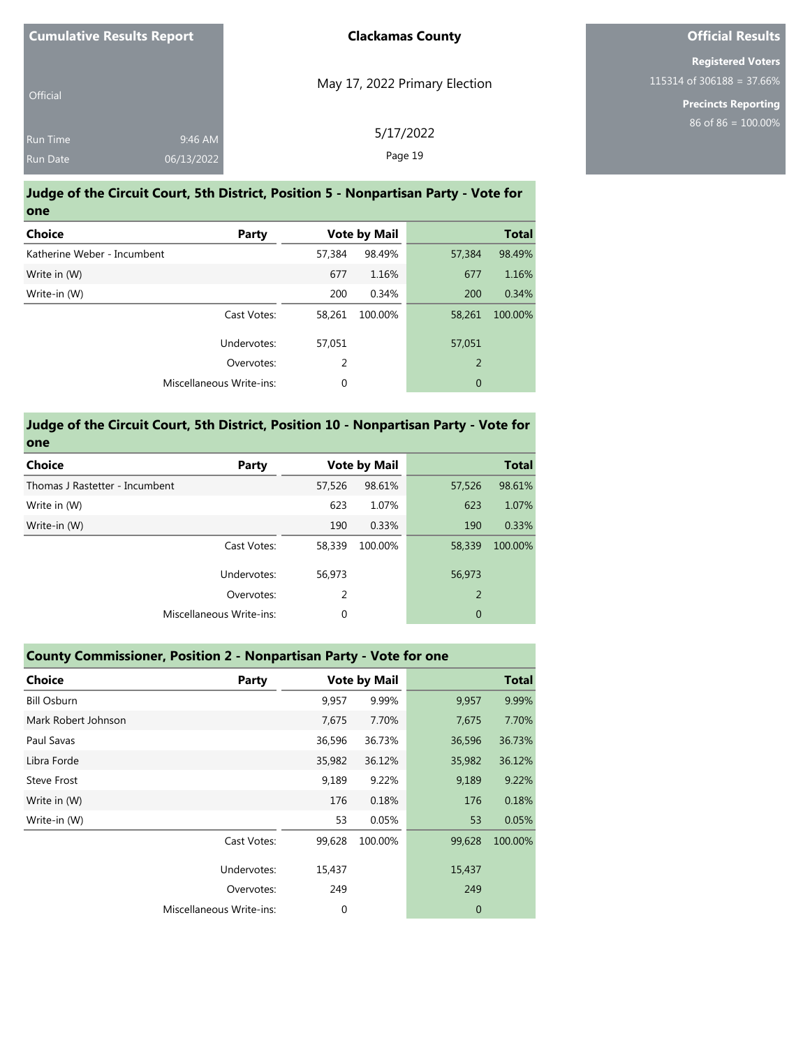## Judge of the Circuit Court, 5th District, Position 5 - Nonpartisan Party - Vote for one

| Choice | Party | Vote by Mail | | Total | |
|---|---|---|---|---|---|
| Katherine Weber - Incumbent | | 57,384 | 98.49% | 57,384 | 98.49% |
| Write in (W) | | 677 | 1.16% | 677 | 1.16% |
| Write-in (W) | | 200 | 0.34% | 200 | 0.34% |
| | Cast Votes: | 58,261 | 100.00% | 58,261 | 100.00% |
| | Undervotes: | 57,051 | | 57,051 | |
| | Overvotes: | 2 | | 2 | |
| | Miscellaneous Write-ins: | 0 | | 0 | |

## Judge of the Circuit Court, 5th District, Position 10 - Nonpartisan Party - Vote for one

| Choice | Party | Vote by Mail | | Total | |
|---|---|---|---|---|---|
| Thomas J Rastetter - Incumbent | | 57,526 | 98.61% | 57,526 | 98.61% |
| Write in (W) | | 623 | 1.07% | 623 | 1.07% |
| Write-in (W) | | 190 | 0.33% | 190 | 0.33% |
| | Cast Votes: | 58,339 | 100.00% | 58,339 | 100.00% |
| | Undervotes: | 56,973 | | 56,973 | |
| | Overvotes: | 2 | | 2 | |
| | Miscellaneous Write-ins: | 0 | | 0 | |

## County Commissioner, Position 2 - Nonpartisan Party - Vote for one

| Choice | Party | Vote by Mail | | Total | |
|---|---|---|---|---|---|
| Bill Osburn | | 9,957 | 9.99% | 9,957 | 9.99% |
| Mark Robert Johnson | | 7,675 | 7.70% | 7,675 | 7.70% |
| Paul Savas | | 36,596 | 36.73% | 36,596 | 36.73% |
| Libra Forde | | 35,982 | 36.12% | 35,982 | 36.12% |
| Steve Frost | | 9,189 | 9.22% | 9,189 | 9.22% |
| Write in (W) | | 176 | 0.18% | 176 | 0.18% |
| Write-in (W) | | 53 | 0.05% | 53 | 0.05% |
| | Cast Votes: | 99,628 | 100.00% | 99,628 | 100.00% |
| | Undervotes: | 15,437 | | 15,437 | |
| | Overvotes: | 249 | | 249 | |
| | Miscellaneous Write-ins: | 0 | | 0 | |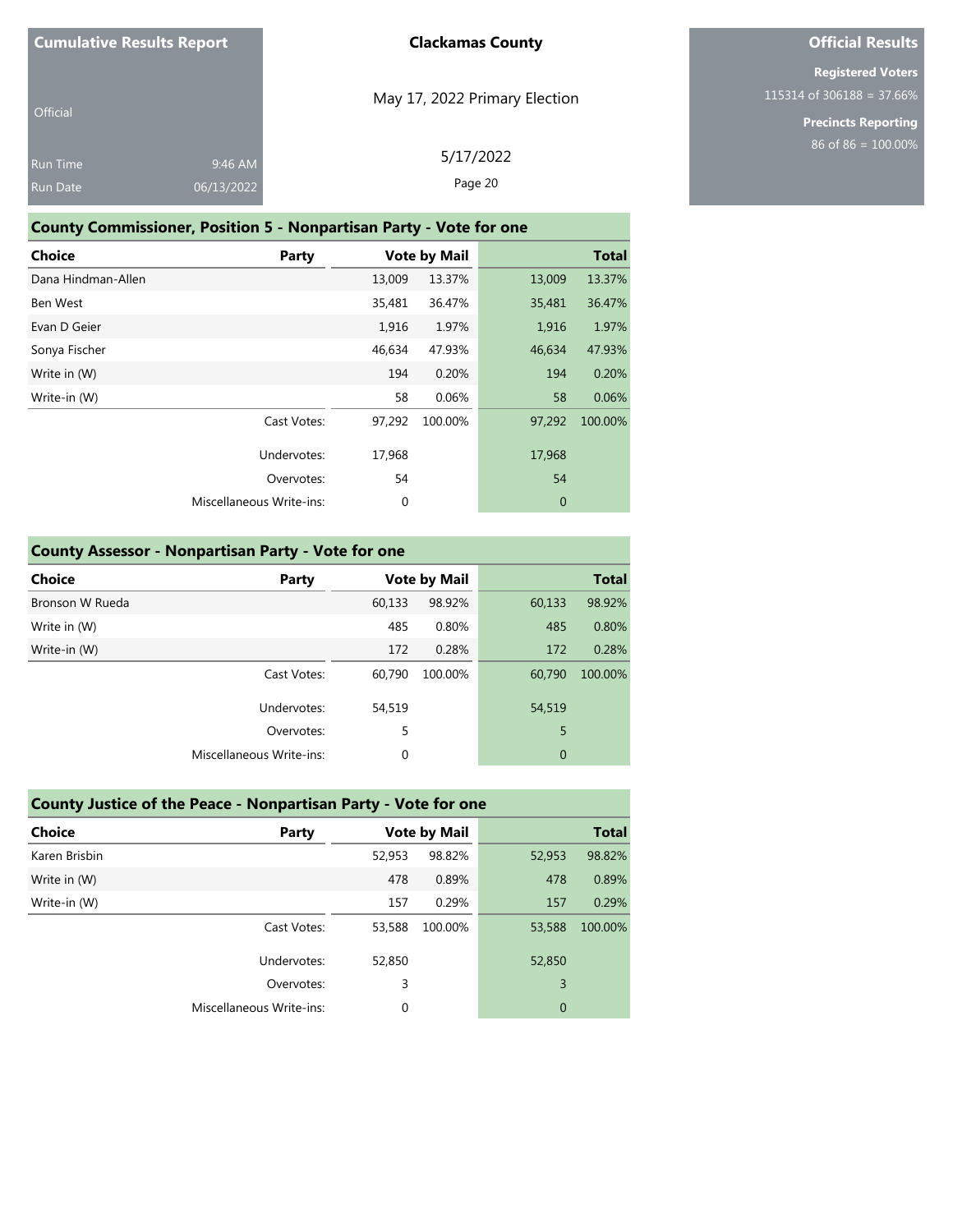Cumulative Results Report

Official

Run Time 9:46 AM
Run Date 06/13/2022

**Clackamas County**

May 17, 2022 Primary Election

5/17/2022

**Official Results**

**Registered Voters**
115314 of 306188 = 37.66%

**Precincts Reporting**
86 of 86 = 100.00%

## County Commissioner, Position 5 - Nonpartisan Party - Vote for one

| Choice | Party | Vote by Mail | | Total | |
|---|---|---|---|---|---|
| Dana Hindman-Allen | | 13,009 | 13.37% | 13,009 | 13.37% |
| Ben West | | 35,481 | 36.47% | 35,481 | 36.47% |
| Evan D Geier | | 1,916 | 1.97% | 1,916 | 1.97% |
| Sonya Fischer | | 46,634 | 47.93% | 46,634 | 47.93% |
| Write in (W) | | 194 | 0.20% | 194 | 0.20% |
| Write-in (W) | | 58 | 0.06% | 58 | 0.06% |
| | Cast Votes: | 97,292 | 100.00% | 97,292 | 100.00% |
| | Undervotes: | 17,968 | | 17,968 | |
| | Overvotes: | 54 | | 54 | |
| | Miscellaneous Write-ins: | 0 | | 0 | |

## County Assessor - Nonpartisan Party - Vote for one

| Choice | Party | Vote by Mail | | Total | |
|---|---|---|---|---|---|
| Bronson W Rueda | | 60,133 | 98.92% | 60,133 | 98.92% |
| Write in (W) | | 485 | 0.80% | 485 | 0.80% |
| Write-in (W) | | 172 | 0.28% | 172 | 0.28% |
| | Cast Votes: | 60,790 | 100.00% | 60,790 | 100.00% |
| | Undervotes: | 54,519 | | 54,519 | |
| | Overvotes: | 5 | | 5 | |
| | Miscellaneous Write-ins: | 0 | | 0 | |

## County Justice of the Peace - Nonpartisan Party - Vote for one

| Choice | Party | Vote by Mail | | Total | |
|---|---|---|---|---|---|
| Karen Brisbin | | 52,953 | 98.82% | 52,953 | 98.82% |
| Write in (W) | | 478 | 0.89% | 478 | 0.89% |
| Write-in (W) | | 157 | 0.29% | 157 | 0.29% |
| | Cast Votes: | 53,588 | 100.00% | 53,588 | 100.00% |
| | Undervotes: | 52,850 | | 52,850 | |
| | Overvotes: | 3 | | 3 | |
| | Miscellaneous Write-ins: | 0 | | 0 | |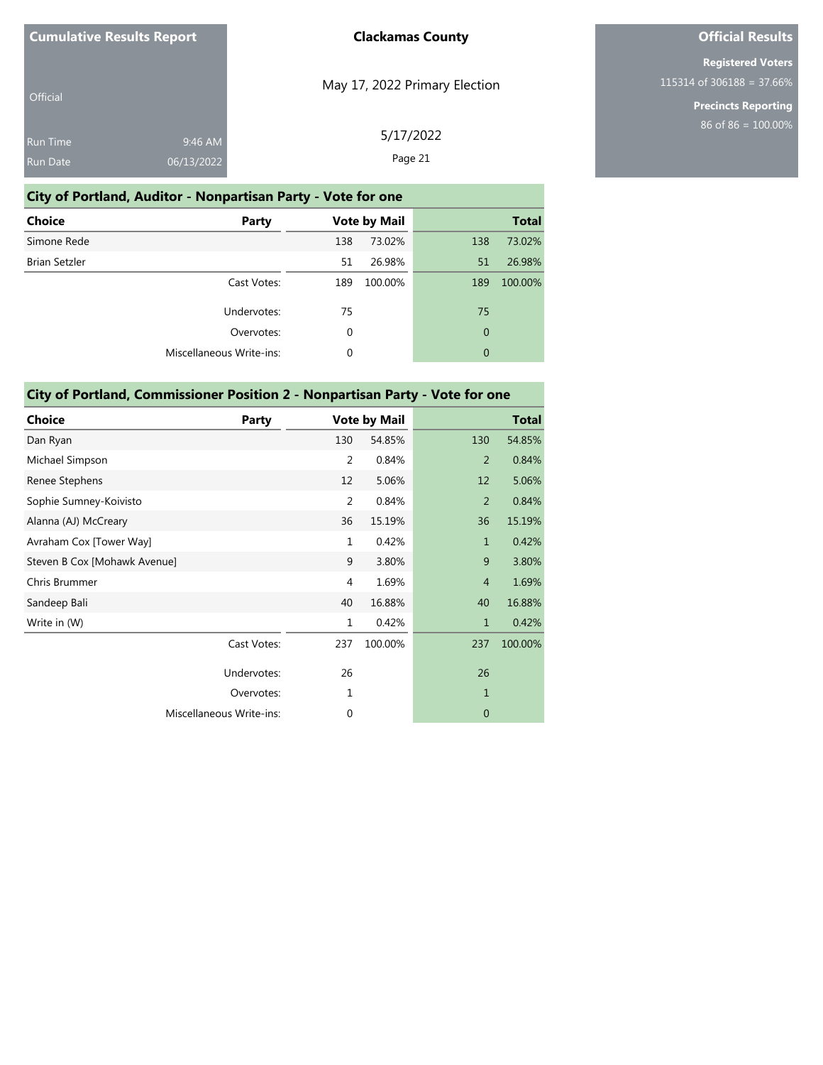## City of Portland, Auditor - Nonpartisan Party - Vote for one

| Choice | Party | Vote by Mail | | Total | |
|---|---|---|---|---|---|
| Simone Rede | | 138 | 73.02% | 138 | 73.02% |
| Brian Setzler | | 51 | 26.98% | 51 | 26.98% |
| | Cast Votes: | 189 | 100.00% | 189 | 100.00% |
| | Undervotes: | 75 | | 75 | |
| | Overvotes: | 0 | | 0 | |
| | Miscellaneous Write-ins: | 0 | | 0 | |

## City of Portland, Commissioner Position 2 - Nonpartisan Party - Vote for one

| Choice | Party | Vote by Mail | | Total | |
|---|---|---|---|---|---|
| Dan Ryan | | 130 | 54.85% | 130 | 54.85% |
| Michael Simpson | | 2 | 0.84% | 2 | 0.84% |
| Renee Stephens | | 12 | 5.06% | 12 | 5.06% |
| Sophie Sumney-Koivisto | | 2 | 0.84% | 2 | 0.84% |
| Alanna (AJ) McCreary | | 36 | 15.19% | 36 | 15.19% |
| Avraham Cox [Tower Way] | | 1 | 0.42% | 1 | 0.42% |
| Steven B Cox [Mohawk Avenue] | | 9 | 3.80% | 9 | 3.80% |
| Chris Brummer | | 4 | 1.69% | 4 | 1.69% |
| Sandeep Bali | | 40 | 16.88% | 40 | 16.88% |
| Write in (W) | | 1 | 0.42% | 1 | 0.42% |
| | Cast Votes: | 237 | 100.00% | 237 | 100.00% |
| | Undervotes: | 26 | | 26 | |
| | Overvotes: | 1 | | 1 | |
| | Miscellaneous Write-ins: | 0 | | 0 | |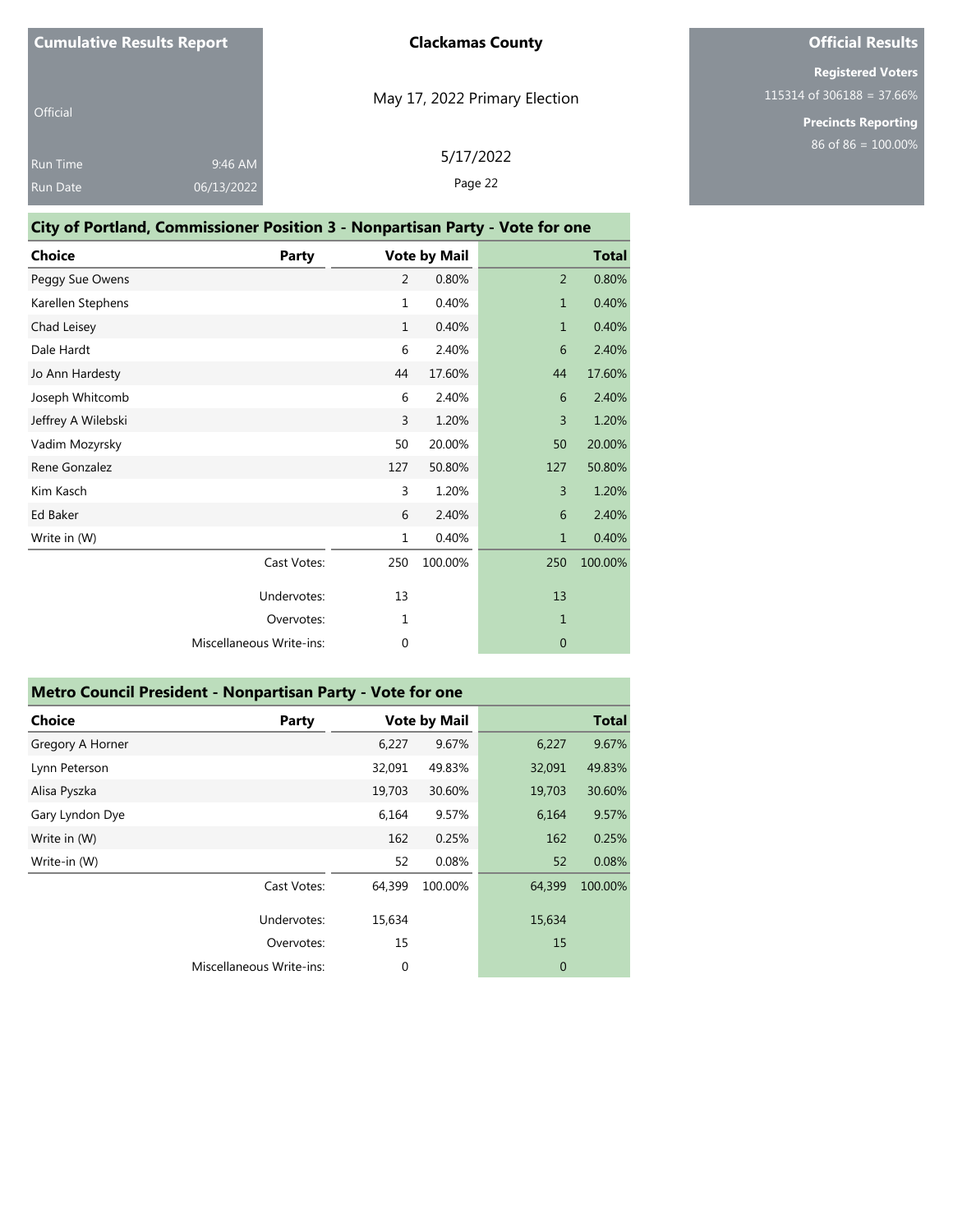Cumulative Results Report

Official

Run Time 9:46 AM
Run Date 06/13/2022

**Clackamas County**

May 17, 2022 Primary Election

5/17/2022

**Official Results**

**Registered Voters**
115314 of 306188 = 37.66%

**Precincts Reporting**
86 of 86 = 100.00%

## City of Portland, Commissioner Position 3 - Nonpartisan Party - Vote for one

| Choice | Party | Vote by Mail | | Total | |
|---|---|---|---|---|---|
| Peggy Sue Owens | | 2 | 0.80% | 2 | 0.80% |
| Karellen Stephens | | 1 | 0.40% | 1 | 0.40% |
| Chad Leisey | | 1 | 0.40% | 1 | 0.40% |
| Dale Hardt | | 6 | 2.40% | 6 | 2.40% |
| Jo Ann Hardesty | | 44 | 17.60% | 44 | 17.60% |
| Joseph Whitcomb | | 6 | 2.40% | 6 | 2.40% |
| Jeffrey A Wilebski | | 3 | 1.20% | 3 | 1.20% |
| Vadim Mozyrsky | | 50 | 20.00% | 50 | 20.00% |
| Rene Gonzalez | | 127 | 50.80% | 127 | 50.80% |
| Kim Kasch | | 3 | 1.20% | 3 | 1.20% |
| Ed Baker | | 6 | 2.40% | 6 | 2.40% |
| Write in (W) | | 1 | 0.40% | 1 | 0.40% |
| | Cast Votes: | 250 | 100.00% | 250 | 100.00% |
| | Undervotes: | 13 | | 13 | |
| | Overvotes: | 1 | | 1 | |
| | Miscellaneous Write-ins: | 0 | | 0 | |

## Metro Council President - Nonpartisan Party - Vote for one

| Choice | Party | Vote by Mail | | Total | |
|---|---|---|---|---|---|
| Gregory A Horner | | 6,227 | 9.67% | 6,227 | 9.67% |
| Lynn Peterson | | 32,091 | 49.83% | 32,091 | 49.83% |
| Alisa Pyszka | | 19,703 | 30.60% | 19,703 | 30.60% |
| Gary Lyndon Dye | | 6,164 | 9.57% | 6,164 | 9.57% |
| Write in (W) | | 162 | 0.25% | 162 | 0.25% |
| Write-in (W) | | 52 | 0.08% | 52 | 0.08% |
| | Cast Votes: | 64,399 | 100.00% | 64,399 | 100.00% |
| | Undervotes: | 15,634 | | 15,634 | |
| | Overvotes: | 15 | | 15 | |
| | Miscellaneous Write-ins: | 0 | | 0 | |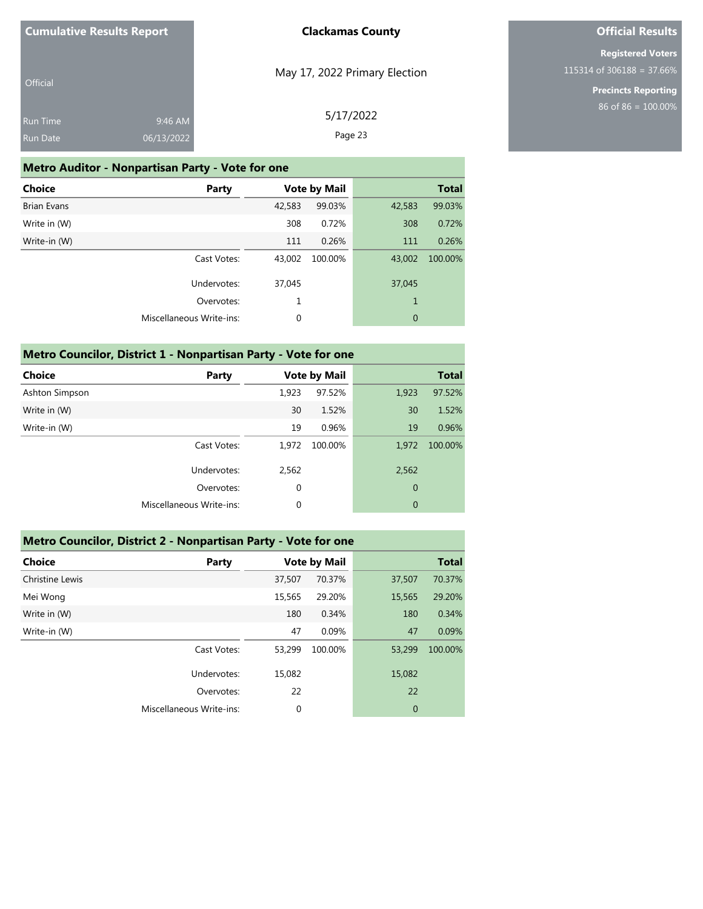## Metro Auditor - Nonpartisan Party - Vote for one

| Choice | Party | Vote by Mail | | Total | |
|---|---|---|---|---|---|
| Brian Evans | | 42,583 | 99.03% | 42,583 | 99.03% |
| Write in (W) | | 308 | 0.72% | 308 | 0.72% |
| Write-in (W) | | 111 | 0.26% | 111 | 0.26% |
| | Cast Votes: | 43,002 | 100.00% | 43,002 | 100.00% |
| | Undervotes: | 37,045 | | 37,045 | |
| | Overvotes: | 1 | | 1 | |
| | Miscellaneous Write-ins: | 0 | | 0 | |

## Metro Councilor, District 1 - Nonpartisan Party - Vote for one

| Choice | Party | Vote by Mail | | Total | |
|---|---|---|---|---|---|
| Ashton Simpson | | 1,923 | 97.52% | 1,923 | 97.52% |
| Write in (W) | | 30 | 1.52% | 30 | 1.52% |
| Write-in (W) | | 19 | 0.96% | 19 | 0.96% |
| | Cast Votes: | 1,972 | 100.00% | 1,972 | 100.00% |
| | Undervotes: | 2,562 | | 2,562 | |
| | Overvotes: | 0 | | 0 | |
| | Miscellaneous Write-ins: | 0 | | 0 | |

## Metro Councilor, District 2 - Nonpartisan Party - Vote for one

| Choice | Party | Vote by Mail | | Total | |
|---|---|---|---|---|---|
| Christine Lewis | | 37,507 | 70.37% | 37,507 | 70.37% |
| Mei Wong | | 15,565 | 29.20% | 15,565 | 29.20% |
| Write in (W) | | 180 | 0.34% | 180 | 0.34% |
| Write-in (W) | | 47 | 0.09% | 47 | 0.09% |
| | Cast Votes: | 53,299 | 100.00% | 53,299 | 100.00% |
| | Undervotes: | 15,082 | | 15,082 | |
| | Overvotes: | 22 | | 22 | |
| | Miscellaneous Write-ins: | 0 | | 0 | |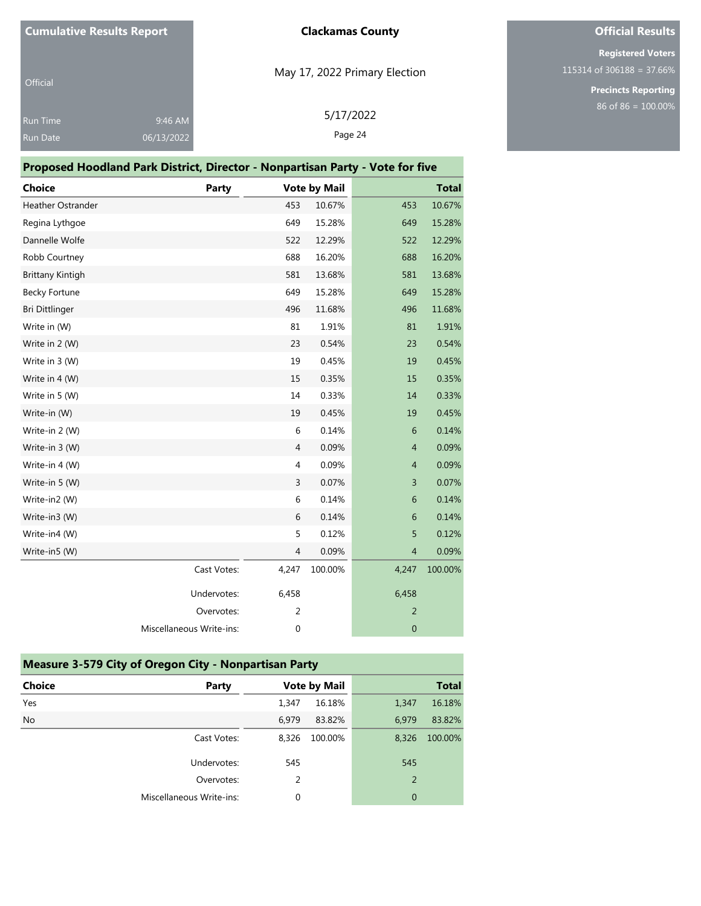## Proposed Hoodland Park District, Director - Nonpartisan Party - Vote for five

| Choice | Party | Vote by Mail | | Total | |
|---|---|---|---|---|---|
| Heather Ostrander | | 453 | 10.67% | 453 | 10.67% |
| Regina Lythgoe | | 649 | 15.28% | 649 | 15.28% |
| Dannelle Wolfe | | 522 | 12.29% | 522 | 12.29% |
| Robb Courtney | | 688 | 16.20% | 688 | 16.20% |
| Brittany Kintigh | | 581 | 13.68% | 581 | 13.68% |
| Becky Fortune | | 649 | 15.28% | 649 | 15.28% |
| Bri Dittlinger | | 496 | 11.68% | 496 | 11.68% |
| Write in (W) | | 81 | 1.91% | 81 | 1.91% |
| Write in 2 (W) | | 23 | 0.54% | 23 | 0.54% |
| Write in 3 (W) | | 19 | 0.45% | 19 | 0.45% |
| Write in 4 (W) | | 15 | 0.35% | 15 | 0.35% |
| Write in 5 (W) | | 14 | 0.33% | 14 | 0.33% |
| Write-in (W) | | 19 | 0.45% | 19 | 0.45% |
| Write-in 2 (W) | | 6 | 0.14% | 6 | 0.14% |
| Write-in 3 (W) | | 4 | 0.09% | 4 | 0.09% |
| Write-in 4 (W) | | 4 | 0.09% | 4 | 0.09% |
| Write-in 5 (W) | | 3 | 0.07% | 3 | 0.07% |
| Write-in2 (W) | | 6 | 0.14% | 6 | 0.14% |
| Write-in3 (W) | | 6 | 0.14% | 6 | 0.14% |
| Write-in4 (W) | | 5 | 0.12% | 5 | 0.12% |
| Write-in5 (W) | | 4 | 0.09% | 4 | 0.09% |
| | Cast Votes: | 4,247 | 100.00% | 4,247 | 100.00% |
| | Undervotes: | 6,458 | | 6,458 | |
| | Overvotes: | 2 | | 2 | |
| | Miscellaneous Write-ins: | 0 | | 0 | |

## Measure 3-579 City of Oregon City - Nonpartisan Party

| Choice | Party | Vote by Mail | | Total | |
|---|---|---|---|---|---|
| Yes | | 1,347 | 16.18% | 1,347 | 16.18% |
| No | | 6,979 | 83.82% | 6,979 | 83.82% |
| | Cast Votes: | 8,326 | 100.00% | 8,326 | 100.00% |
| | Undervotes: | 545 | | 545 | |
| | Overvotes: | 2 | | 2 | |
| | Miscellaneous Write-ins: | 0 | | 0 | |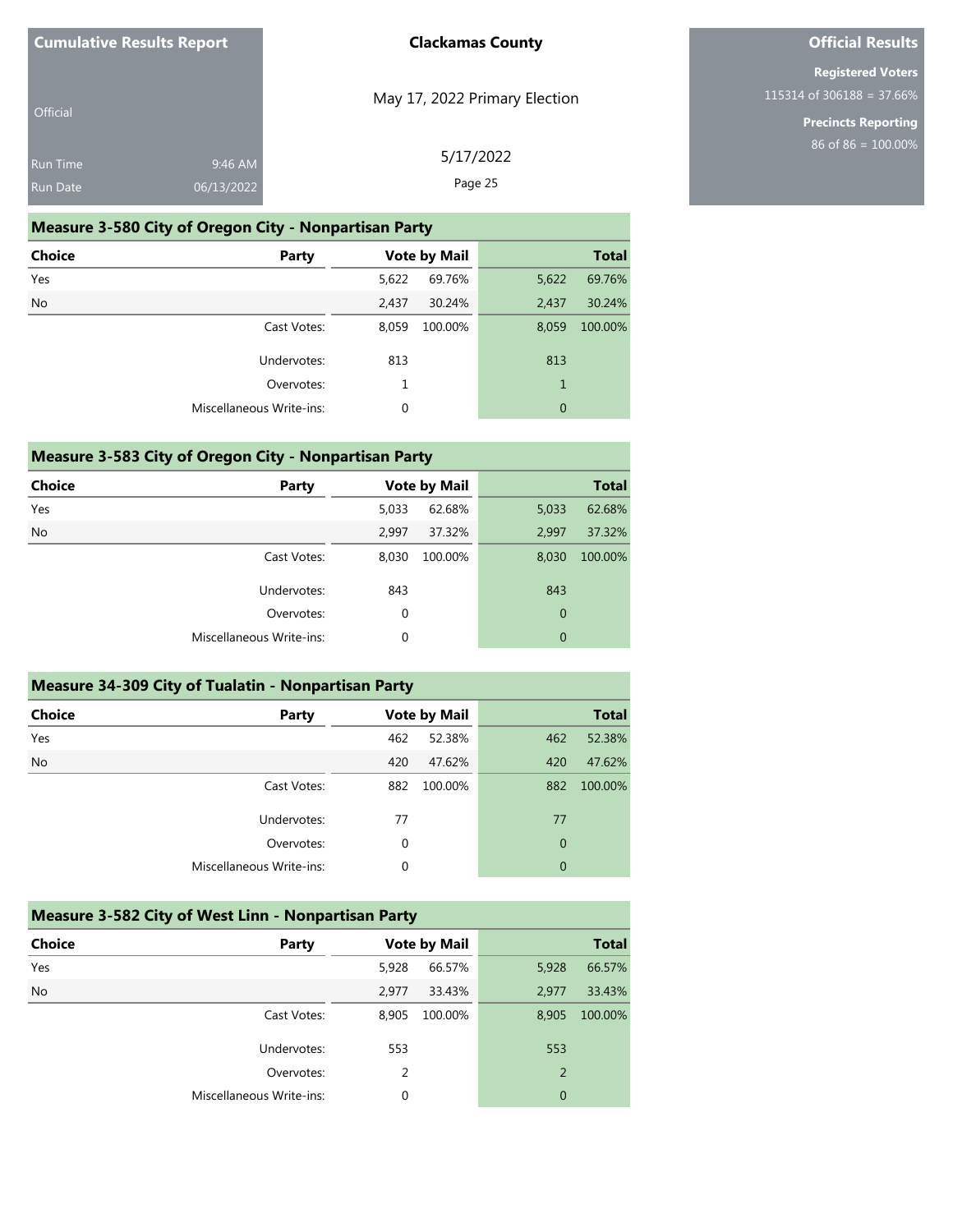**Cumulative Results Report**

Official

Run Time 9:46 AM
Run Date 06/13/2022

**Clackamas County**

May 17, 2022 Primary Election

5/17/2022

**Official Results**

**Registered Voters**
115314 of 306188 = 37.66%

**Precincts Reporting**
86 of 86 = 100.00%

## Measure 3-580 City of Oregon City - Nonpartisan Party

| Choice | Party | Vote by Mail | | Total | |
|---|---|---|---|---|---|
| Yes | | 5,622 | 69.76% | 5,622 | 69.76% |
| No | | 2,437 | 30.24% | 2,437 | 30.24% |
| | Cast Votes: | 8,059 | 100.00% | 8,059 | 100.00% |
| | Undervotes: | 813 | | 813 | |
| | Overvotes: | 1 | | 1 | |
| | Miscellaneous Write-ins: | 0 | | 0 | |

## Measure 3-583 City of Oregon City - Nonpartisan Party

| Choice | Party | Vote by Mail | | Total | |
|---|---|---|---|---|---|
| Yes | | 5,033 | 62.68% | 5,033 | 62.68% |
| No | | 2,997 | 37.32% | 2,997 | 37.32% |
| | Cast Votes: | 8,030 | 100.00% | 8,030 | 100.00% |
| | Undervotes: | 843 | | 843 | |
| | Overvotes: | 0 | | 0 | |
| | Miscellaneous Write-ins: | 0 | | 0 | |

## Measure 34-309 City of Tualatin - Nonpartisan Party

| Choice | Party | Vote by Mail | | Total | |
|---|---|---|---|---|---|
| Yes | | 462 | 52.38% | 462 | 52.38% |
| No | | 420 | 47.62% | 420 | 47.62% |
| | Cast Votes: | 882 | 100.00% | 882 | 100.00% |
| | Undervotes: | 77 | | 77 | |
| | Overvotes: | 0 | | 0 | |
| | Miscellaneous Write-ins: | 0 | | 0 | |

## Measure 3-582 City of West Linn - Nonpartisan Party

| Choice | Party | Vote by Mail | | Total | |
|---|---|---|---|---|---|
| Yes | | 5,928 | 66.57% | 5,928 | 66.57% |
| No | | 2,977 | 33.43% | 2,977 | 33.43% |
| | Cast Votes: | 8,905 | 100.00% | 8,905 | 100.00% |
| | Undervotes: | 553 | | 553 | |
| | Overvotes: | 2 | | 2 | |
| | Miscellaneous Write-ins: | 0 | | 0 | |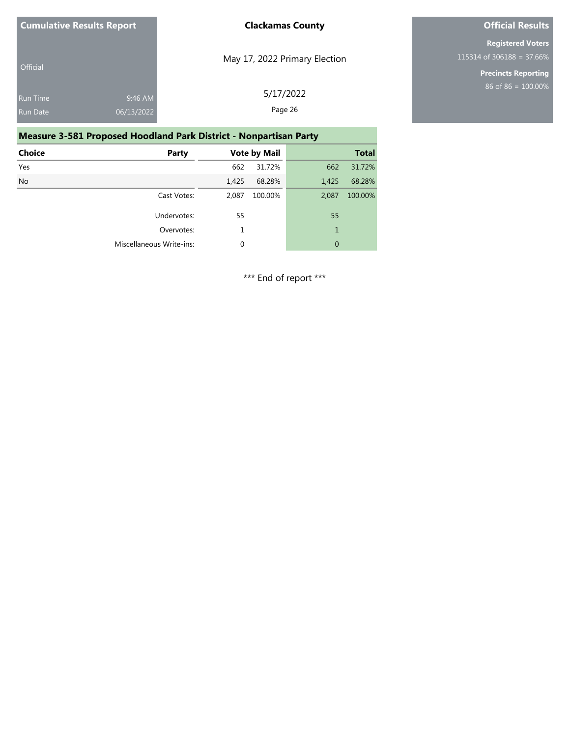## Measure 3-581 Proposed Hoodland Park District - Nonpartisan Party

| Choice | Party | Vote by Mail | | Total | |
|---|---|---|---|---|---|
| Yes | | 662 | 31.72% | 662 | 31.72% |
| No | | 1,425 | 68.28% | 1,425 | 68.28% |
| | Cast Votes: | 2,087 | 100.00% | 2,087 | 100.00% |
| | Undervotes: | 55 | | 55 | |
| | Overvotes: | 1 | | 1 | |
| | Miscellaneous Write-ins: | 0 | | 0 | |

*** End of report ***